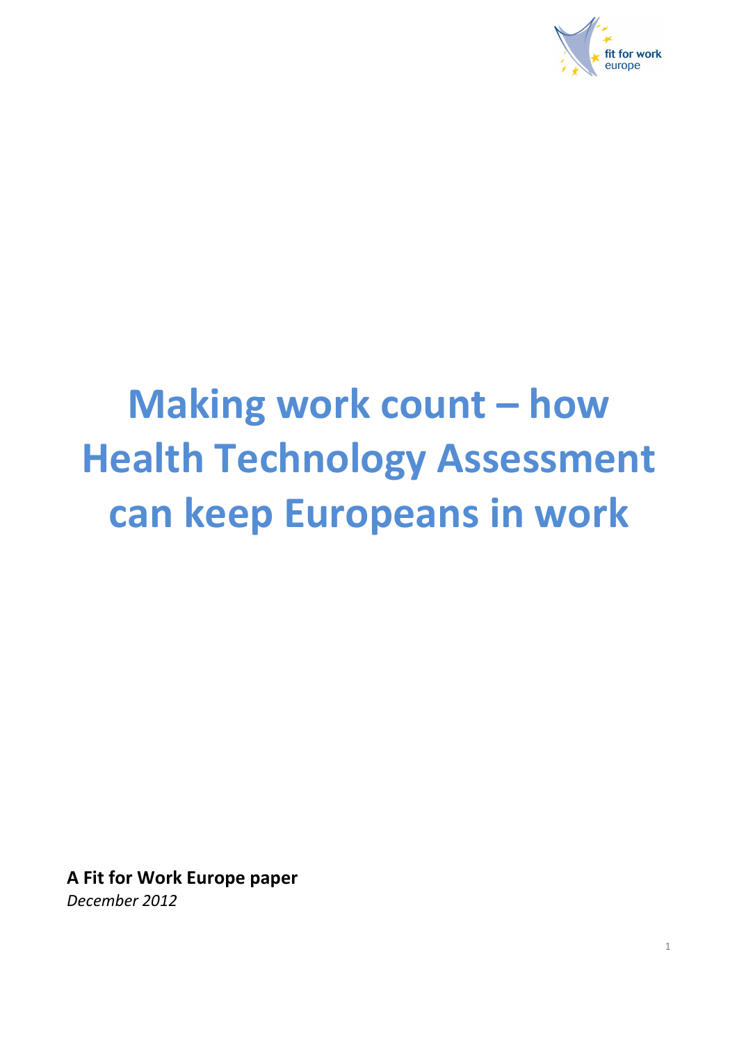fit for work europe

# Making work count – how Health Technology Assessment can keep Europeans in work

**A Fit for Work Europe paper**

*December 2012*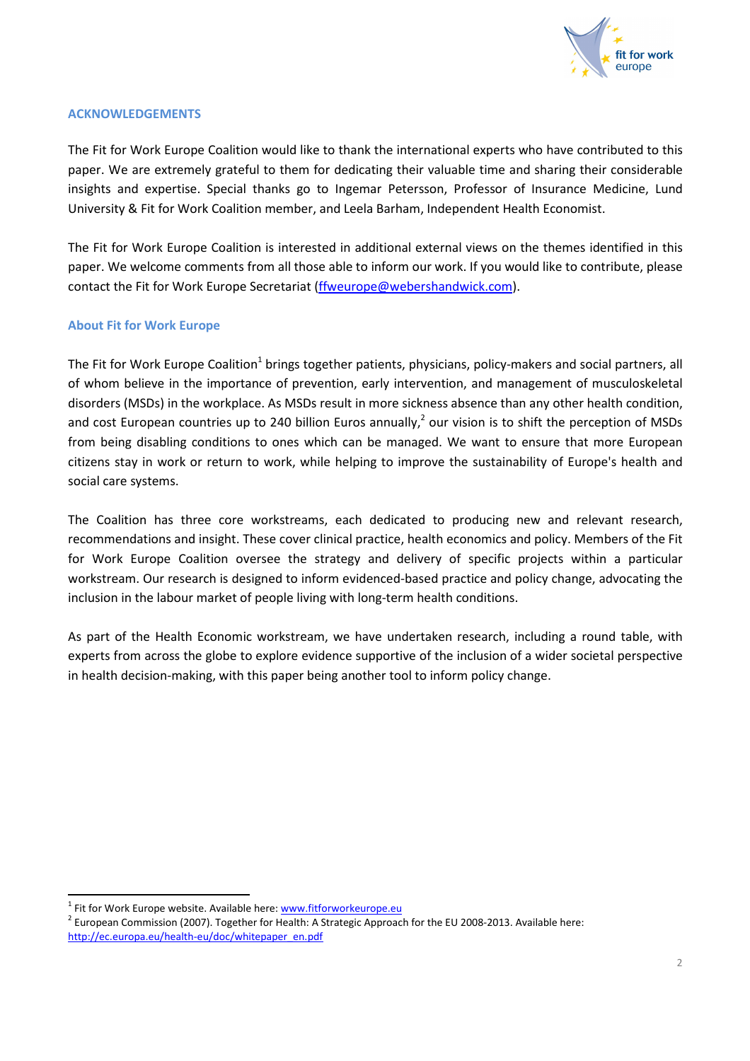## ACKNOWLEDGEMENTS

The Fit for Work Europe Coalition would like to thank the international experts who have contributed to this paper. We are extremely grateful to them for dedicating their valuable time and sharing their considerable insights and expertise. Special thanks go to Ingemar Petersson, Professor of Insurance Medicine, Lund University & Fit for Work Coalition member, and Leela Barham, Independent Health Economist.

The Fit for Work Europe Coalition is interested in additional external views on the themes identified in this paper. We welcome comments from all those able to inform our work. If you would like to contribute, please contact the Fit for Work Europe Secretariat (ffweurope@webershandwick.com).

## About Fit for Work Europe

The Fit for Work Europe Coalition[1] brings together patients, physicians, policy-makers and social partners, all of whom believe in the importance of prevention, early intervention, and management of musculoskeletal disorders (MSDs) in the workplace. As MSDs result in more sickness absence than any other health condition, and cost European countries up to 240 billion Euros annually,[2] our vision is to shift the perception of MSDs from being disabling conditions to ones which can be managed. We want to ensure that more European citizens stay in work or return to work, while helping to improve the sustainability of Europe's health and social care systems.

The Coalition has three core workstreams, each dedicated to producing new and relevant research, recommendations and insight. These cover clinical practice, health economics and policy. Members of the Fit for Work Europe Coalition oversee the strategy and delivery of specific projects within a particular workstream. Our research is designed to inform evidenced-based practice and policy change, advocating the inclusion in the labour market of people living with long-term health conditions.

As part of the Health Economic workstream, we have undertaken research, including a round table, with experts from across the globe to explore evidence supportive of the inclusion of a wider societal perspective in health decision-making, with this paper being another tool to inform policy change.

---

[1] Fit for Work Europe website. Available here: www.fitforworkeurope.eu

[2] European Commission (2007). Together for Health: A Strategic Approach for the EU 2008-2013. Available here: http://ec.europa.eu/health-eu/doc/whitepaper_en.pdf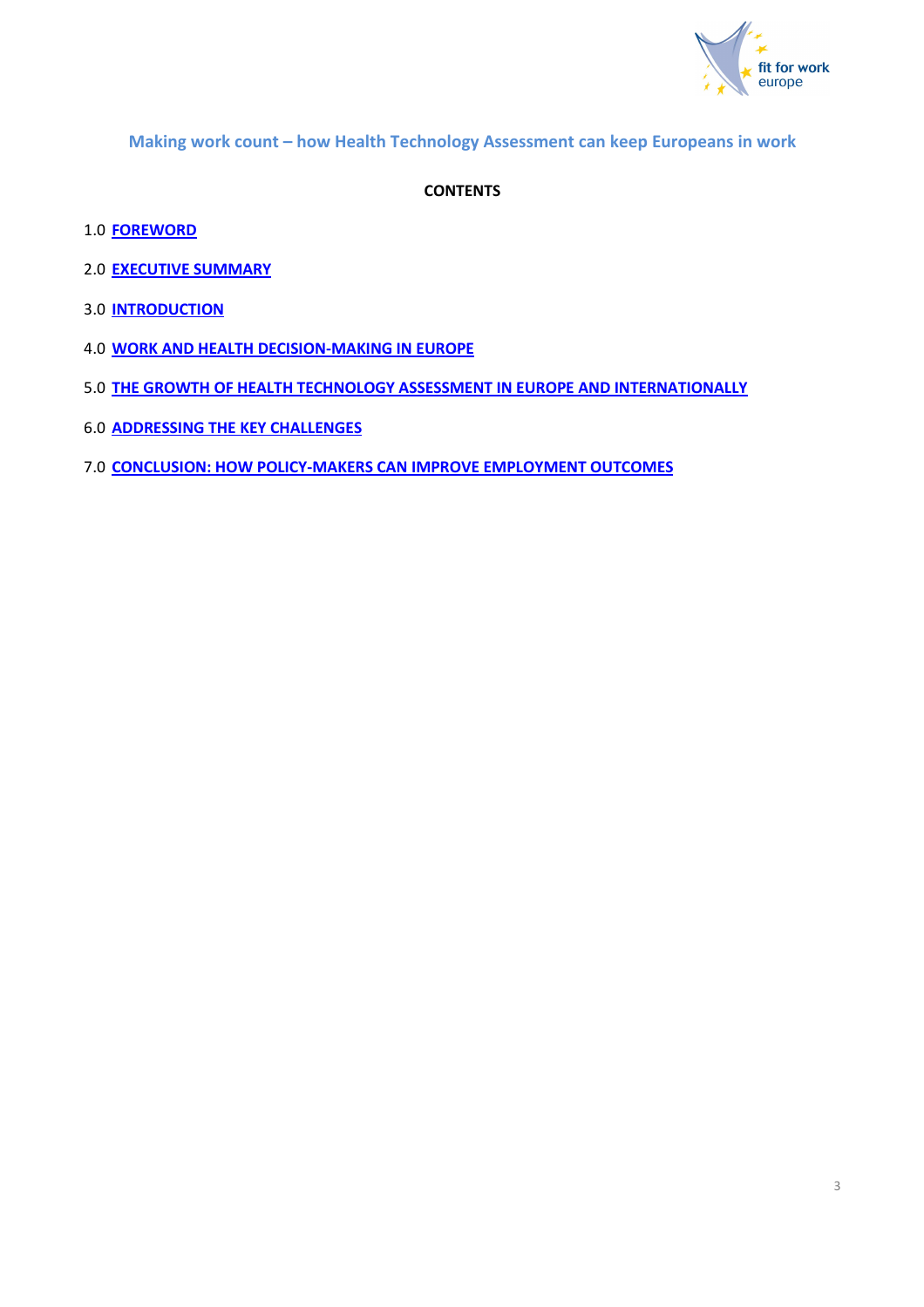## Making work count – how Health Technology Assessment can keep Europeans in work

**CONTENTS**

1.0 **FOREWORD**

2.0 **EXECUTIVE SUMMARY**

3.0 **INTRODUCTION**

4.0 **WORK AND HEALTH DECISION-MAKING IN EUROPE**

5.0 **THE GROWTH OF HEALTH TECHNOLOGY ASSESSMENT IN EUROPE AND INTERNATIONALLY**

6.0 **ADDRESSING THE KEY CHALLENGES**

7.0 **CONCLUSION: HOW POLICY-MAKERS CAN IMPROVE EMPLOYMENT OUTCOMES**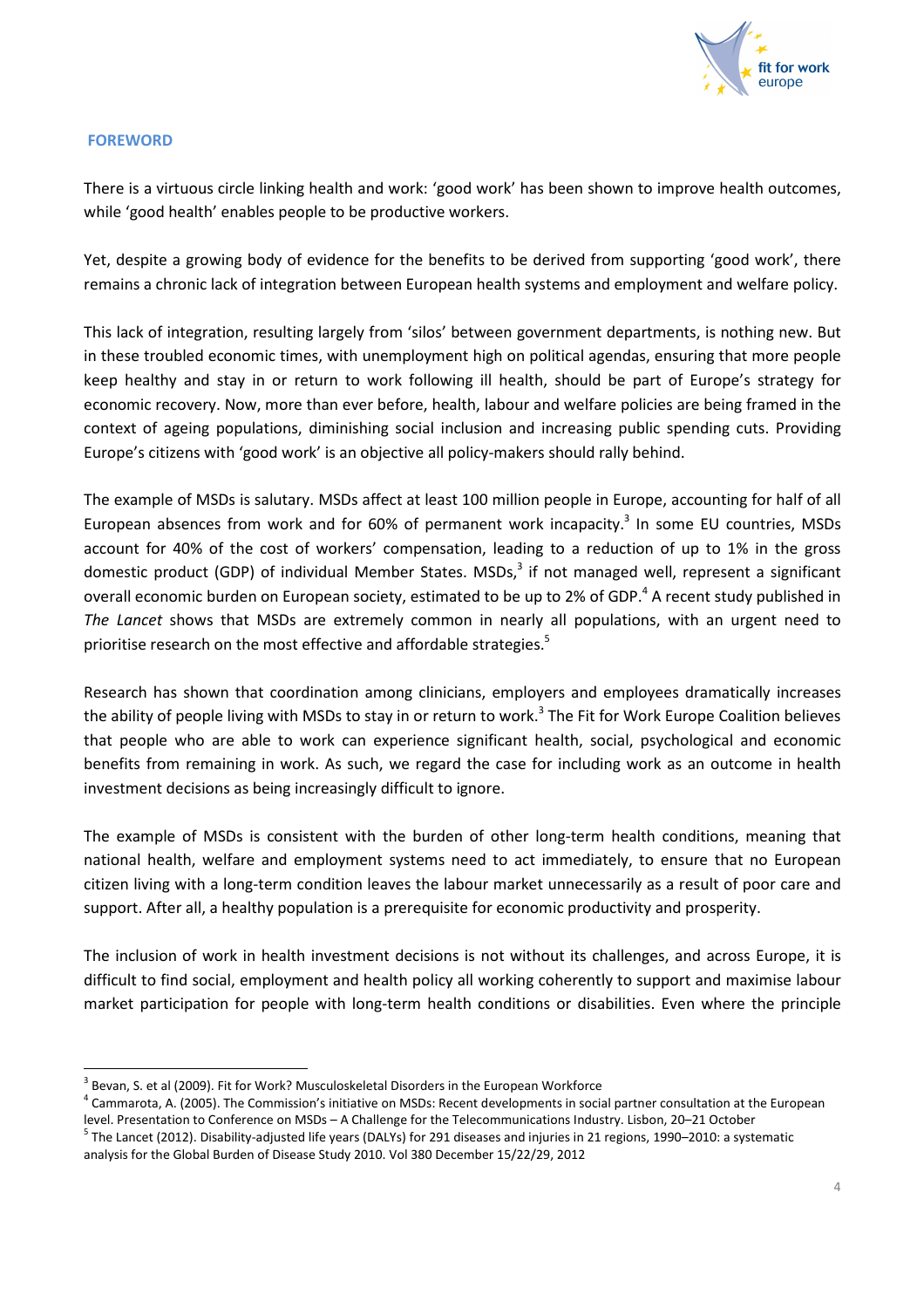## FOREWORD

There is a virtuous circle linking health and work: 'good work' has been shown to improve health outcomes, while 'good health' enables people to be productive workers.

Yet, despite a growing body of evidence for the benefits to be derived from supporting 'good work', there remains a chronic lack of integration between European health systems and employment and welfare policy.

This lack of integration, resulting largely from 'silos' between government departments, is nothing new. But in these troubled economic times, with unemployment high on political agendas, ensuring that more people keep healthy and stay in or return to work following ill health, should be part of Europe's strategy for economic recovery. Now, more than ever before, health, labour and welfare policies are being framed in the context of ageing populations, diminishing social inclusion and increasing public spending cuts. Providing Europe's citizens with 'good work' is an objective all policy-makers should rally behind.

The example of MSDs is salutary. MSDs affect at least 100 million people in Europe, accounting for half of all European absences from work and for 60% of permanent work incapacity.[3] In some EU countries, MSDs account for 40% of the cost of workers' compensation, leading to a reduction of up to 1% in the gross domestic product (GDP) of individual Member States. MSDs,[3] if not managed well, represent a significant overall economic burden on European society, estimated to be up to 2% of GDP.[4] A recent study published in *The Lancet* shows that MSDs are extremely common in nearly all populations, with an urgent need to prioritise research on the most effective and affordable strategies.[5]

Research has shown that coordination among clinicians, employers and employees dramatically increases the ability of people living with MSDs to stay in or return to work.[3] The Fit for Work Europe Coalition believes that people who are able to work can experience significant health, social, psychological and economic benefits from remaining in work. As such, we regard the case for including work as an outcome in health investment decisions as being increasingly difficult to ignore.

The example of MSDs is consistent with the burden of other long-term health conditions, meaning that national health, welfare and employment systems need to act immediately, to ensure that no European citizen living with a long-term condition leaves the labour market unnecessarily as a result of poor care and support. After all, a healthy population is a prerequisite for economic productivity and prosperity.

The inclusion of work in health investment decisions is not without its challenges, and across Europe, it is difficult to find social, employment and health policy all working coherently to support and maximise labour market participation for people with long-term health conditions or disabilities. Even where the principle

---

[3] Bevan, S. et al (2009). Fit for Work? Musculoskeletal Disorders in the European Workforce

[4] Cammarota, A. (2005). The Commission's initiative on MSDs: Recent developments in social partner consultation at the European level. Presentation to Conference on MSDs – A Challenge for the Telecommunications Industry. Lisbon, 20–21 October

[5] The Lancet (2012). Disability-adjusted life years (DALYs) for 291 diseases and injuries in 21 regions, 1990–2010: a systematic analysis for the Global Burden of Disease Study 2010. Vol 380 December 15/22/29, 2012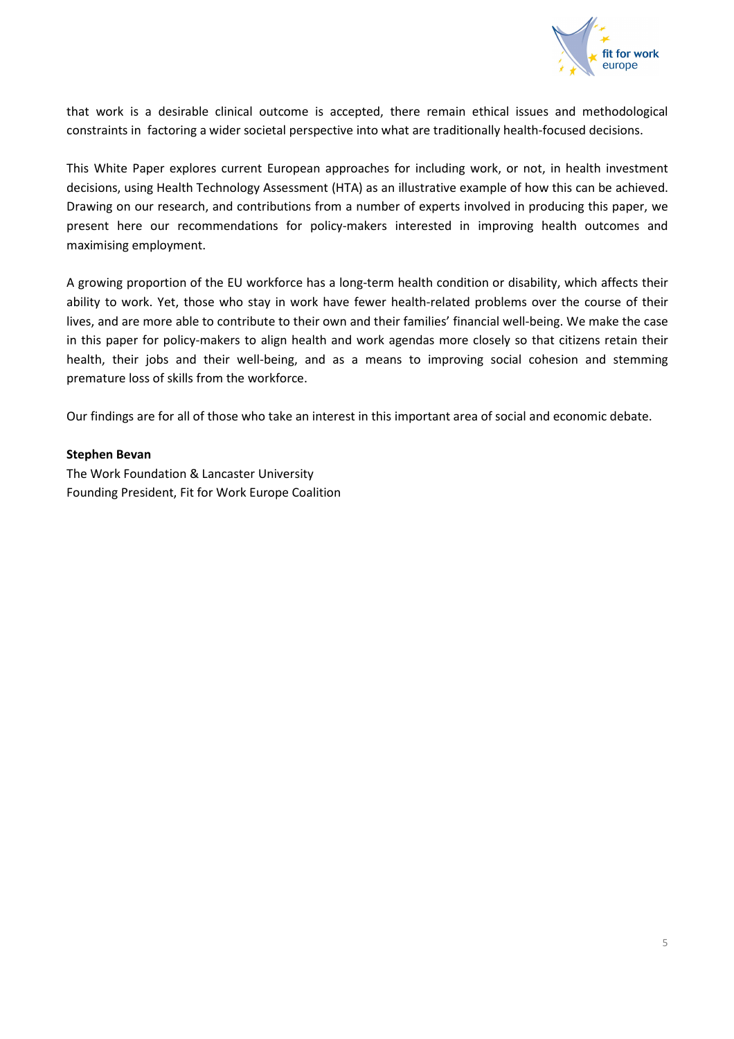that work is a desirable clinical outcome is accepted, there remain ethical issues and methodological constraints in factoring a wider societal perspective into what are traditionally health-focused decisions.

This White Paper explores current European approaches for including work, or not, in health investment decisions, using Health Technology Assessment (HTA) as an illustrative example of how this can be achieved. Drawing on our research, and contributions from a number of experts involved in producing this paper, we present here our recommendations for policy-makers interested in improving health outcomes and maximising employment.

A growing proportion of the EU workforce has a long-term health condition or disability, which affects their ability to work. Yet, those who stay in work have fewer health-related problems over the course of their lives, and are more able to contribute to their own and their families' financial well-being. We make the case in this paper for policy-makers to align health and work agendas more closely so that citizens retain their health, their jobs and their well-being, and as a means to improving social cohesion and stemming premature loss of skills from the workforce.

Our findings are for all of those who take an interest in this important area of social and economic debate.

**Stephen Bevan**
The Work Foundation & Lancaster University
Founding President, Fit for Work Europe Coalition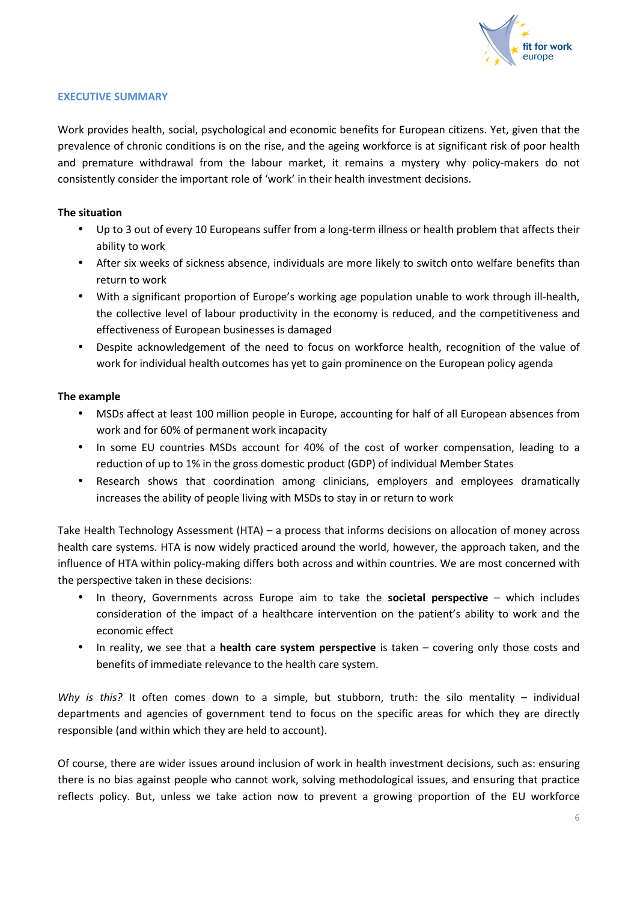## EXECUTIVE SUMMARY

Work provides health, social, psychological and economic benefits for European citizens. Yet, given that the prevalence of chronic conditions is on the rise, and the ageing workforce is at significant risk of poor health and premature withdrawal from the labour market, it remains a mystery why policy-makers do not consistently consider the important role of 'work' in their health investment decisions.

**The situation**

- Up to 3 out of every 10 Europeans suffer from a long-term illness or health problem that affects their ability to work
- After six weeks of sickness absence, individuals are more likely to switch onto welfare benefits than return to work
- With a significant proportion of Europe's working age population unable to work through ill-health, the collective level of labour productivity in the economy is reduced, and the competitiveness and effectiveness of European businesses is damaged
- Despite acknowledgement of the need to focus on workforce health, recognition of the value of work for individual health outcomes has yet to gain prominence on the European policy agenda

**The example**

- MSDs affect at least 100 million people in Europe, accounting for half of all European absences from work and for 60% of permanent work incapacity
- In some EU countries MSDs account for 40% of the cost of worker compensation, leading to a reduction of up to 1% in the gross domestic product (GDP) of individual Member States
- Research shows that coordination among clinicians, employers and employees dramatically increases the ability of people living with MSDs to stay in or return to work

Take Health Technology Assessment (HTA) – a process that informs decisions on allocation of money across health care systems. HTA is now widely practiced around the world, however, the approach taken, and the influence of HTA within policy-making differs both across and within countries. We are most concerned with the perspective taken in these decisions:

- In theory, Governments across Europe aim to take the **societal perspective** – which includes consideration of the impact of a healthcare intervention on the patient's ability to work and the economic effect
- In reality, we see that a **health care system perspective** is taken – covering only those costs and benefits of immediate relevance to the health care system.

*Why is this?* It often comes down to a simple, but stubborn, truth: the silo mentality – individual departments and agencies of government tend to focus on the specific areas for which they are directly responsible (and within which they are held to account).

Of course, there are wider issues around inclusion of work in health investment decisions, such as: ensuring there is no bias against people who cannot work, solving methodological issues, and ensuring that practice reflects policy. But, unless we take action now to prevent a growing proportion of the EU workforce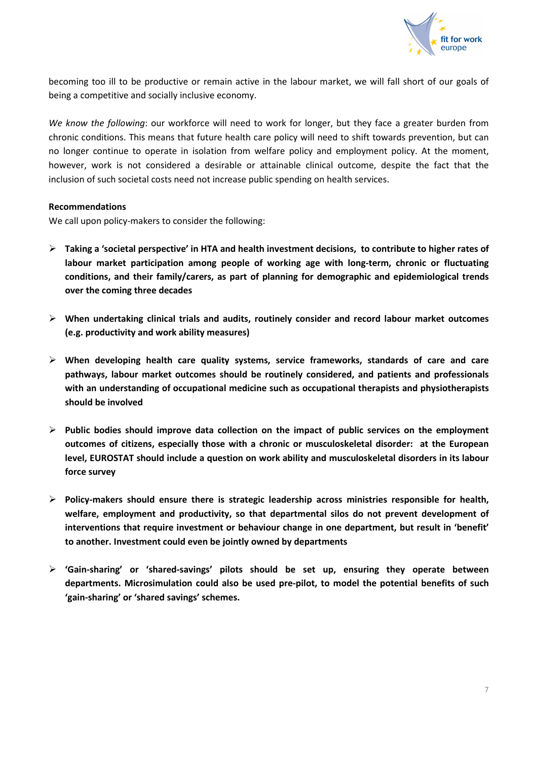becoming too ill to be productive or remain active in the labour market, we will fall short of our goals of being a competitive and socially inclusive economy.

*We know the following*: our workforce will need to work for longer, but they face a greater burden from chronic conditions. This means that future health care policy will need to shift towards prevention, but can no longer continue to operate in isolation from welfare policy and employment policy. At the moment, however, work is not considered a desirable or attainable clinical outcome, despite the fact that the inclusion of such societal costs need not increase public spending on health services.

**Recommendations**

We call upon policy-makers to consider the following:

- **Taking a 'societal perspective' in HTA and health investment decisions, to contribute to higher rates of labour market participation among people of working age with long-term, chronic or fluctuating conditions, and their family/carers, as part of planning for demographic and epidemiological trends over the coming three decades**

- **When undertaking clinical trials and audits, routinely consider and record labour market outcomes (e.g. productivity and work ability measures)**

- **When developing health care quality systems, service frameworks, standards of care and care pathways, labour market outcomes should be routinely considered, and patients and professionals with an understanding of occupational medicine such as occupational therapists and physiotherapists should be involved**

- **Public bodies should improve data collection on the impact of public services on the employment outcomes of citizens, especially those with a chronic or musculoskeletal disorder: at the European level, EUROSTAT should include a question on work ability and musculoskeletal disorders in its labour force survey**

- **Policy-makers should ensure there is strategic leadership across ministries responsible for health, welfare, employment and productivity, so that departmental silos do not prevent development of interventions that require investment or behaviour change in one department, but result in 'benefit' to another. Investment could even be jointly owned by departments**

- **'Gain-sharing' or 'shared-savings' pilots should be set up, ensuring they operate between departments. Microsimulation could also be used pre-pilot, to model the potential benefits of such 'gain-sharing' or 'shared savings' schemes.**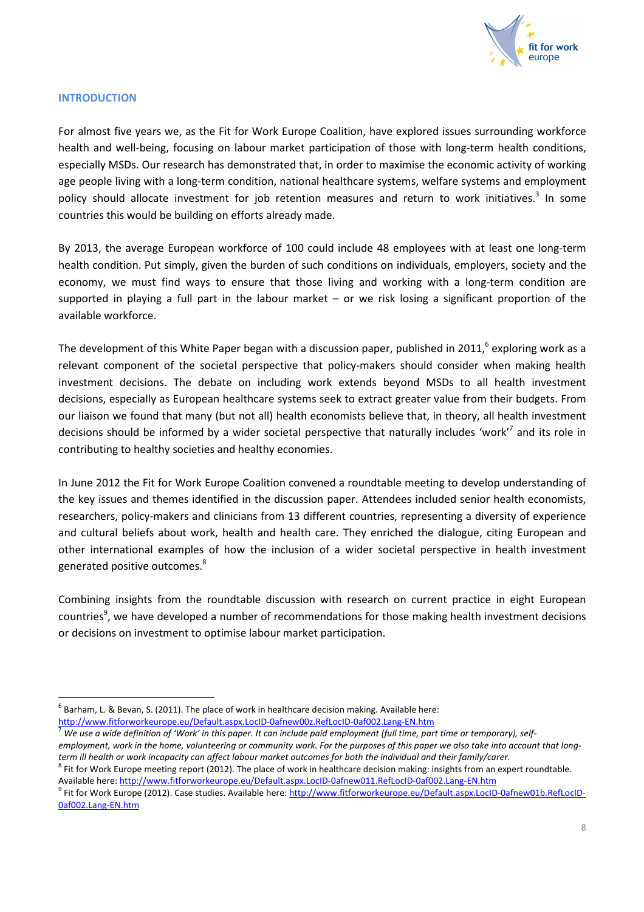## INTRODUCTION

For almost five years we, as the Fit for Work Europe Coalition, have explored issues surrounding workforce health and well-being, focusing on labour market participation of those with long-term health conditions, especially MSDs. Our research has demonstrated that, in order to maximise the economic activity of working age people living with a long-term condition, national healthcare systems, welfare systems and employment policy should allocate investment for job retention measures and return to work initiatives.[3] In some countries this would be building on efforts already made.

By 2013, the average European workforce of 100 could include 48 employees with at least one long-term health condition. Put simply, given the burden of such conditions on individuals, employers, society and the economy, we must find ways to ensure that those living and working with a long-term condition are supported in playing a full part in the labour market – or we risk losing a significant proportion of the available workforce.

The development of this White Paper began with a discussion paper, published in 2011,[6] exploring work as a relevant component of the societal perspective that policy-makers should consider when making health investment decisions. The debate on including work extends beyond MSDs to all health investment decisions, especially as European healthcare systems seek to extract greater value from their budgets. From our liaison we found that many (but not all) health economists believe that, in theory, all health investment decisions should be informed by a wider societal perspective that naturally includes 'work'[7] and its role in contributing to healthy societies and healthy economies.

In June 2012 the Fit for Work Europe Coalition convened a roundtable meeting to develop understanding of the key issues and themes identified in the discussion paper. Attendees included senior health economists, researchers, policy-makers and clinicians from 13 different countries, representing a diversity of experience and cultural beliefs about work, health and health care. They enriched the dialogue, citing European and other international examples of how the inclusion of a wider societal perspective in health investment generated positive outcomes.[8]

Combining insights from the roundtable discussion with research on current practice in eight European countries[9], we have developed a number of recommendations for those making health investment decisions or decisions on investment to optimise labour market participation.

---

[6] Barham, L. & Bevan, S. (2011). The place of work in healthcare decision making. Available here: http://www.fitforworkeurope.eu/Default.aspx.LocID-0afnew00z.RefLocID-0af002.Lang-EN.htm

[7] *We use a wide definition of 'Work' in this paper. It can include paid employment (full time, part time or temporary), self-employment, work in the home, volunteering or community work. For the purposes of this paper we also take into account that long-term ill health or work incapacity can affect labour market outcomes for both the individual and their family/carer.*

[8] Fit for Work Europe meeting report (2012). The place of work in healthcare decision making: insights from an expert roundtable. Available here: http://www.fitforworkeurope.eu/Default.aspx.LocID-0afnew011.RefLocID-0af002.Lang-EN.htm

[9] Fit for Work Europe (2012). Case studies. Available here: http://www.fitforworkeurope.eu/Default.aspx.LocID-0afnew01b.RefLocID-0af002.Lang-EN.htm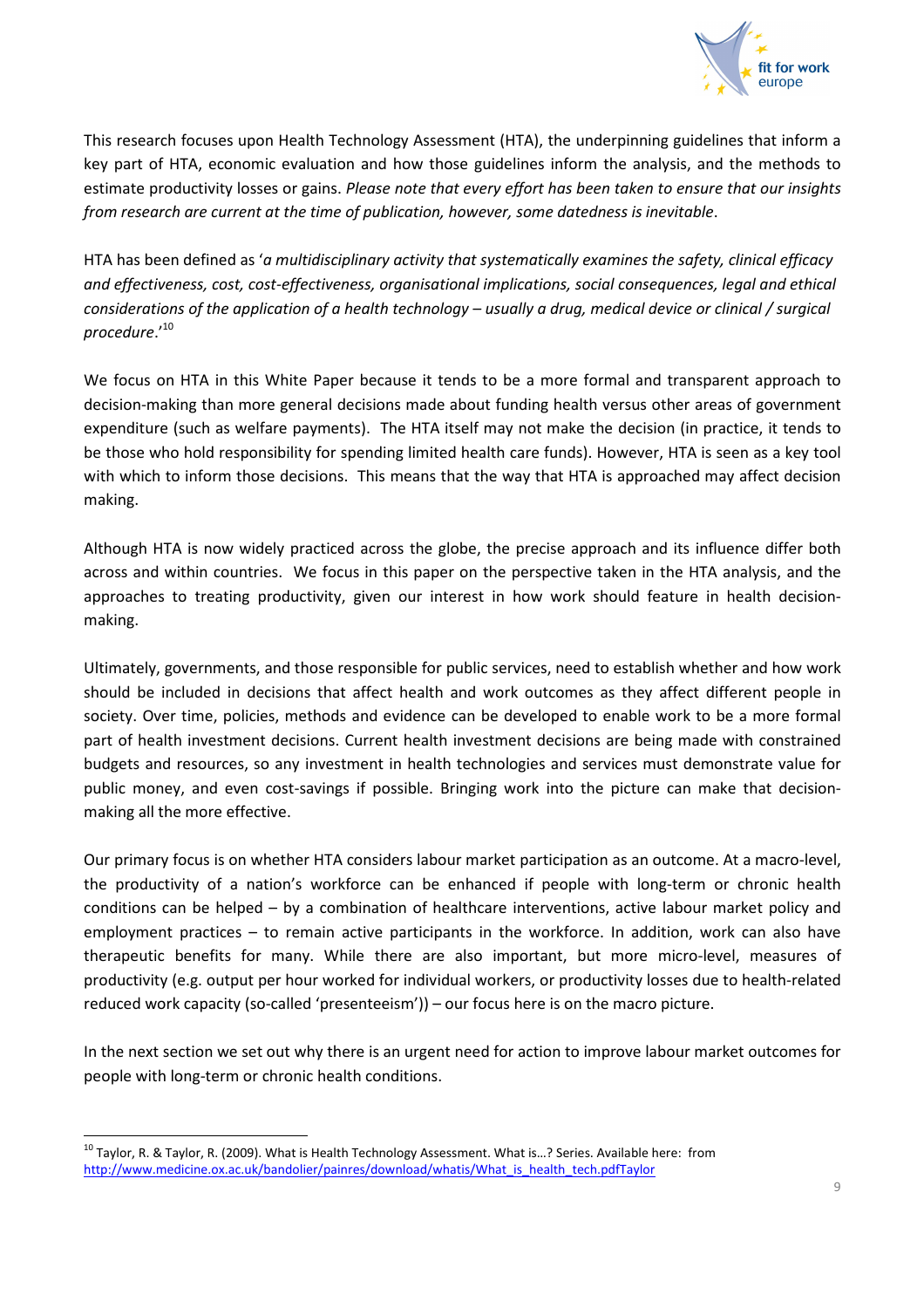This research focuses upon Health Technology Assessment (HTA), the underpinning guidelines that inform a key part of HTA, economic evaluation and how those guidelines inform the analysis, and the methods to estimate productivity losses or gains. *Please note that every effort has been taken to ensure that our insights from research are current at the time of publication, however, some datedness is inevitable*.

HTA has been defined as '*a multidisciplinary activity that systematically examines the safety, clinical efficacy and effectiveness, cost, cost-effectiveness, organisational implications, social consequences, legal and ethical considerations of the application of a health technology – usually a drug, medical device or clinical / surgical procedure*.'[10]

We focus on HTA in this White Paper because it tends to be a more formal and transparent approach to decision-making than more general decisions made about funding health versus other areas of government expenditure (such as welfare payments). The HTA itself may not make the decision (in practice, it tends to be those who hold responsibility for spending limited health care funds). However, HTA is seen as a key tool with which to inform those decisions. This means that the way that HTA is approached may affect decision making.

Although HTA is now widely practiced across the globe, the precise approach and its influence differ both across and within countries. We focus in this paper on the perspective taken in the HTA analysis, and the approaches to treating productivity, given our interest in how work should feature in health decision-making.

Ultimately, governments, and those responsible for public services, need to establish whether and how work should be included in decisions that affect health and work outcomes as they affect different people in society. Over time, policies, methods and evidence can be developed to enable work to be a more formal part of health investment decisions. Current health investment decisions are being made with constrained budgets and resources, so any investment in health technologies and services must demonstrate value for public money, and even cost-savings if possible. Bringing work into the picture can make that decision-making all the more effective.

Our primary focus is on whether HTA considers labour market participation as an outcome. At a macro-level, the productivity of a nation's workforce can be enhanced if people with long-term or chronic health conditions can be helped – by a combination of healthcare interventions, active labour market policy and employment practices – to remain active participants in the workforce. In addition, work can also have therapeutic benefits for many. While there are also important, but more micro-level, measures of productivity (e.g. output per hour worked for individual workers, or productivity losses due to health-related reduced work capacity (so-called 'presenteeism')) – our focus here is on the macro picture.

In the next section we set out why there is an urgent need for action to improve labour market outcomes for people with long-term or chronic health conditions.

---

[10] Taylor, R. & Taylor, R. (2009). What is Health Technology Assessment. What is…? Series. Available here: from http://www.medicine.ox.ac.uk/bandolier/painres/download/whatis/What_is_health_tech.pdfTaylor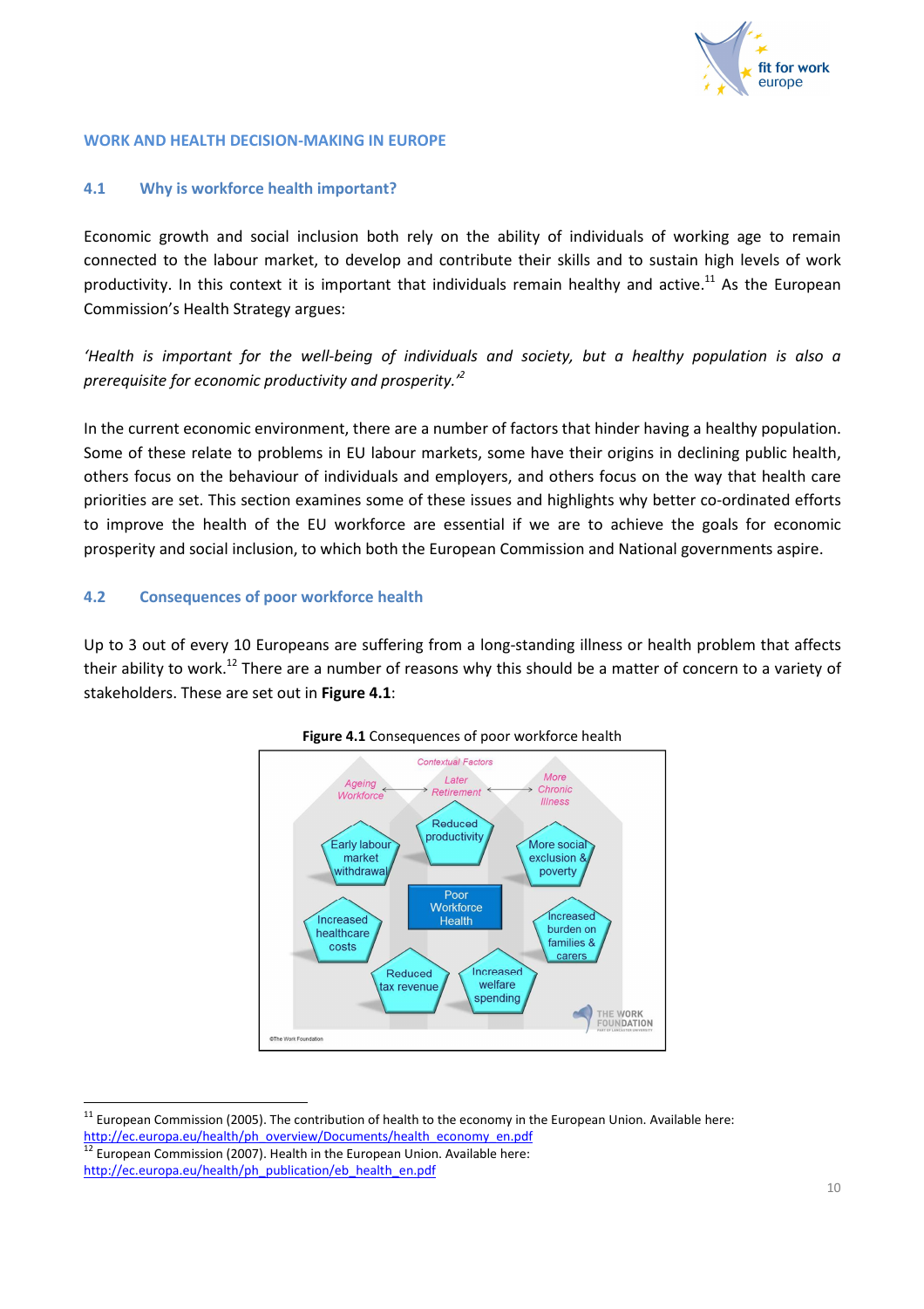## WORK AND HEALTH DECISION-MAKING IN EUROPE

### 4.1 Why is workforce health important?

Economic growth and social inclusion both rely on the ability of individuals of working age to remain connected to the labour market, to develop and contribute their skills and to sustain high levels of work productivity. In this context it is important that individuals remain healthy and active.[11] As the European Commission's Health Strategy argues:

*'Health is important for the well-being of individuals and society, but a healthy population is also a prerequisite for economic productivity and prosperity.'*[2]

In the current economic environment, there are a number of factors that hinder having a healthy population. Some of these relate to problems in EU labour markets, some have their origins in declining public health, others focus on the behaviour of individuals and employers, and others focus on the way that health care priorities are set. This section examines some of these issues and highlights why better co-ordinated efforts to improve the health of the EU workforce are essential if we are to achieve the goals for economic prosperity and social inclusion, to which both the European Commission and National governments aspire.

### 4.2 Consequences of poor workforce health

Up to 3 out of every 10 Europeans are suffering from a long-standing illness or health problem that affects their ability to work.[12] There are a number of reasons why this should be a matter of concern to a variety of stakeholders. These are set out in **Figure 4.1**:

**Figure 4.1** Consequences of poor workforce health

Contextual Factors
Ageing Workforce
Later Retirement
More Chronic Illness
Reduced productivity
Early labour market withdrawal
More social exclusion & poverty
Poor Workforce Health
Increased healthcare costs
Increased burden on families & carers
Reduced tax revenue
Increased welfare spending
THE WORK FOUNDATION
©The Work Foundation

---

[11] European Commission (2005). The contribution of health to the economy in the European Union. Available here: http://ec.europa.eu/health/ph_overview/Documents/health_economy_en.pdf

[12] European Commission (2007). Health in the European Union. Available here: http://ec.europa.eu/health/ph_publication/eb_health_en.pdf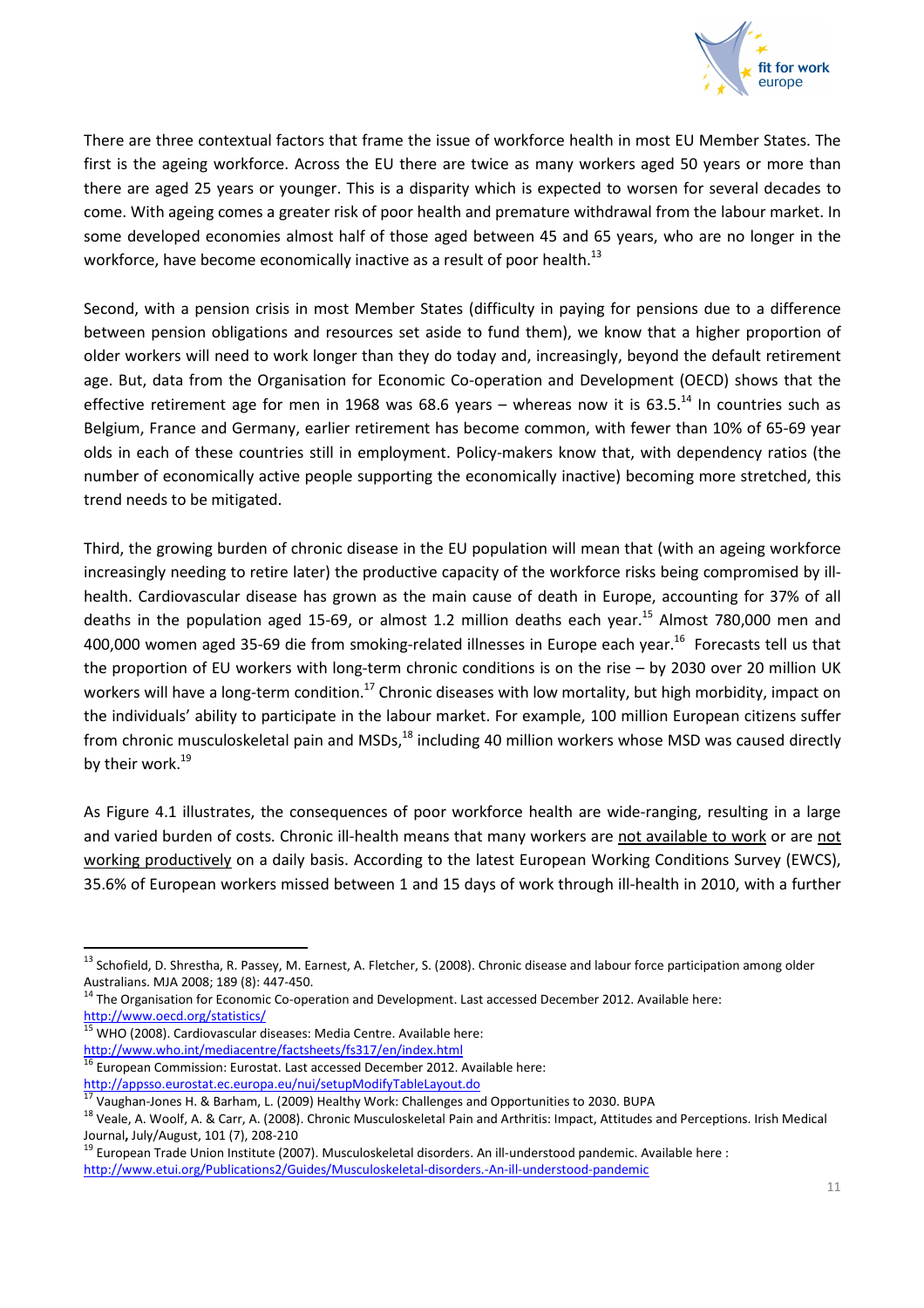There are three contextual factors that frame the issue of workforce health in most EU Member States. The first is the ageing workforce. Across the EU there are twice as many workers aged 50 years or more than there are aged 25 years or younger. This is a disparity which is expected to worsen for several decades to come. With ageing comes a greater risk of poor health and premature withdrawal from the labour market. In some developed economies almost half of those aged between 45 and 65 years, who are no longer in the workforce, have become economically inactive as a result of poor health.[13]

Second, with a pension crisis in most Member States (difficulty in paying for pensions due to a difference between pension obligations and resources set aside to fund them), we know that a higher proportion of older workers will need to work longer than they do today and, increasingly, beyond the default retirement age. But, data from the Organisation for Economic Co-operation and Development (OECD) shows that the effective retirement age for men in 1968 was 68.6 years – whereas now it is 63.5.[14] In countries such as Belgium, France and Germany, earlier retirement has become common, with fewer than 10% of 65-69 year olds in each of these countries still in employment. Policy-makers know that, with dependency ratios (the number of economically active people supporting the economically inactive) becoming more stretched, this trend needs to be mitigated.

Third, the growing burden of chronic disease in the EU population will mean that (with an ageing workforce increasingly needing to retire later) the productive capacity of the workforce risks being compromised by ill-health. Cardiovascular disease has grown as the main cause of death in Europe, accounting for 37% of all deaths in the population aged 15-69, or almost 1.2 million deaths each year.[15] Almost 780,000 men and 400,000 women aged 35-69 die from smoking-related illnesses in Europe each year.[16] Forecasts tell us that the proportion of EU workers with long-term chronic conditions is on the rise – by 2030 over 20 million UK workers will have a long-term condition.[17] Chronic diseases with low mortality, but high morbidity, impact on the individuals' ability to participate in the labour market. For example, 100 million European citizens suffer from chronic musculoskeletal pain and MSDs,[18] including 40 million workers whose MSD was caused directly by their work.[19]

As Figure 4.1 illustrates, the consequences of poor workforce health are wide-ranging, resulting in a large and varied burden of costs. Chronic ill-health means that many workers are not available to work or are not working productively on a daily basis. According to the latest European Working Conditions Survey (EWCS), 35.6% of European workers missed between 1 and 15 days of work through ill-health in 2010, with a further

---

[13] Schofield, D. Shrestha, R. Passey, M. Earnest, A. Fletcher, S. (2008). Chronic disease and labour force participation among older Australians. MJA 2008; 189 (8): 447-450.

[14] The Organisation for Economic Co-operation and Development. Last accessed December 2012. Available here: http://www.oecd.org/statistics/

[15] WHO (2008). Cardiovascular diseases: Media Centre. Available here: http://www.who.int/mediacentre/factsheets/fs317/en/index.html

[16] European Commission: Eurostat. Last accessed December 2012. Available here: http://appsso.eurostat.ec.europa.eu/nui/setupModifyTableLayout.do

[17] Vaughan-Jones H. & Barham, L. (2009) Healthy Work: Challenges and Opportunities to 2030. BUPA

[18] Veale, A. Woolf, A. & Carr, A. (2008). Chronic Musculoskeletal Pain and Arthritis: Impact, Attitudes and Perceptions. Irish Medical Journal, July/August, 101 (7), 208-210

[19] European Trade Union Institute (2007). Musculoskeletal disorders. An ill-understood pandemic. Available here : http://www.etui.org/Publications2/Guides/Musculoskeletal-disorders.-An-ill-understood-pandemic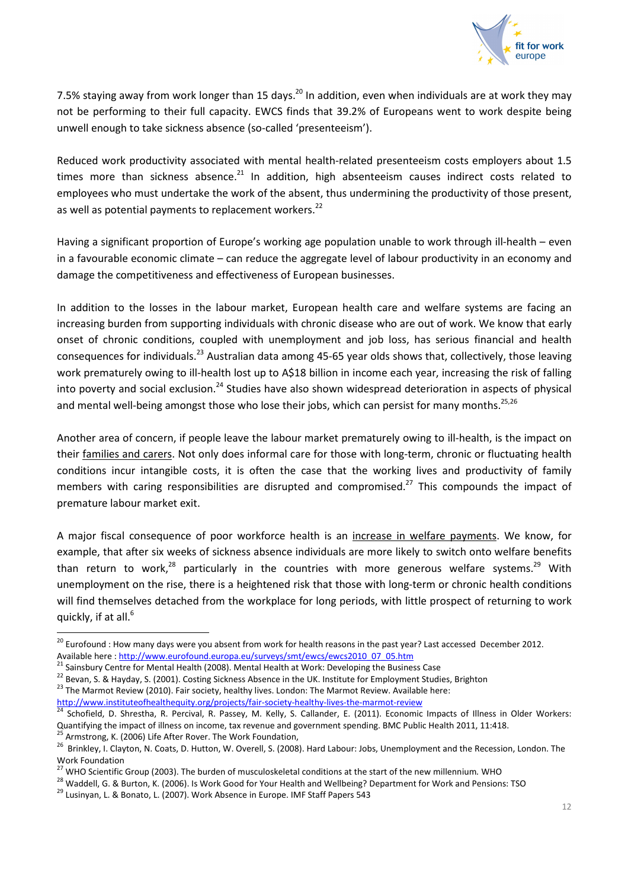7.5% staying away from work longer than 15 days.[20] In addition, even when individuals are at work they may not be performing to their full capacity. EWCS finds that 39.2% of Europeans went to work despite being unwell enough to take sickness absence (so-called 'presenteeism').

Reduced work productivity associated with mental health-related presenteeism costs employers about 1.5 times more than sickness absence.[21] In addition, high absenteeism causes indirect costs related to employees who must undertake the work of the absent, thus undermining the productivity of those present, as well as potential payments to replacement workers.[22]

Having a significant proportion of Europe's working age population unable to work through ill-health – even in a favourable economic climate – can reduce the aggregate level of labour productivity in an economy and damage the competitiveness and effectiveness of European businesses.

In addition to the losses in the labour market, European health care and welfare systems are facing an increasing burden from supporting individuals with chronic disease who are out of work. We know that early onset of chronic conditions, coupled with unemployment and job loss, has serious financial and health consequences for individuals.[23] Australian data among 45-65 year olds shows that, collectively, those leaving work prematurely owing to ill-health lost up to A$18 billion in income each year, increasing the risk of falling into poverty and social exclusion.[24] Studies have also shown widespread deterioration in aspects of physical and mental well-being amongst those who lose their jobs, which can persist for many months.[25,26]

Another area of concern, if people leave the labour market prematurely owing to ill-health, is the impact on their families and carers. Not only does informal care for those with long-term, chronic or fluctuating health conditions incur intangible costs, it is often the case that the working lives and productivity of family members with caring responsibilities are disrupted and compromised.[27] This compounds the impact of premature labour market exit.

A major fiscal consequence of poor workforce health is an increase in welfare payments. We know, for example, that after six weeks of sickness absence individuals are more likely to switch onto welfare benefits than return to work,[28] particularly in the countries with more generous welfare systems.[29] With unemployment on the rise, there is a heightened risk that those with long-term or chronic health conditions will find themselves detached from the workplace for long periods, with little prospect of returning to work quickly, if at all.[6]

---

[20] Eurofound : How many days were you absent from work for health reasons in the past year? Last accessed December 2012. Available here : http://www.eurofound.europa.eu/surveys/smt/ewcs/ewcs2010_07_05.htm

[21] Sainsbury Centre for Mental Health (2008). Mental Health at Work: Developing the Business Case

[22] Bevan, S. & Hayday, S. (2001). Costing Sickness Absence in the UK. Institute for Employment Studies, Brighton

[23] The Marmot Review (2010). Fair society, healthy lives. London: The Marmot Review. Available here: http://www.instituteofhealthequity.org/projects/fair-society-healthy-lives-the-marmot-review

[24] Schofield, D. Shrestha, R. Percival, R. Passey, M. Kelly, S. Callander, E. (2011). Economic Impacts of Illness in Older Workers: Quantifying the impact of illness on income, tax revenue and government spending. BMC Public Health 2011, 11:418.

[25] Armstrong, K. (2006) Life After Rover. The Work Foundation,

[26] Brinkley, I. Clayton, N. Coats, D. Hutton, W. Overell, S. (2008). Hard Labour: Jobs, Unemployment and the Recession, London. The Work Foundation

[27] WHO Scientific Group (2003). The burden of musculoskeletal conditions at the start of the new millennium. WHO

[28] Waddell, G. & Burton, K. (2006). Is Work Good for Your Health and Wellbeing? Department for Work and Pensions: TSO

[29] Lusinyan, L. & Bonato, L. (2007). Work Absence in Europe. IMF Staff Papers 543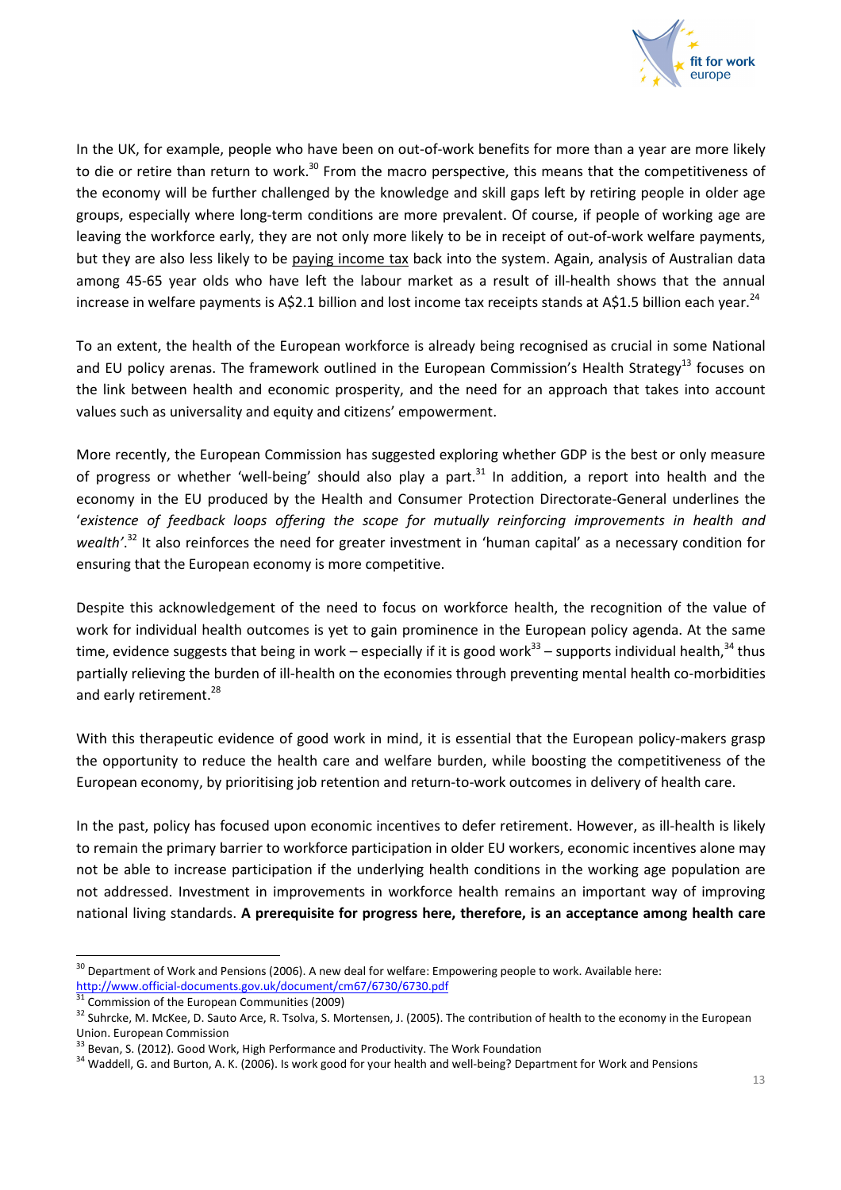In the UK, for example, people who have been on out-of-work benefits for more than a year are more likely to die or retire than return to work.[30] From the macro perspective, this means that the competitiveness of the economy will be further challenged by the knowledge and skill gaps left by retiring people in older age groups, especially where long-term conditions are more prevalent. Of course, if people of working age are leaving the workforce early, they are not only more likely to be in receipt of out-of-work welfare payments, but they are also less likely to be paying income tax back into the system. Again, analysis of Australian data among 45-65 year olds who have left the labour market as a result of ill-health shows that the annual increase in welfare payments is A$2.1 billion and lost income tax receipts stands at A$1.5 billion each year.[24]

To an extent, the health of the European workforce is already being recognised as crucial in some National and EU policy arenas. The framework outlined in the European Commission's Health Strategy[13] focuses on the link between health and economic prosperity, and the need for an approach that takes into account values such as universality and equity and citizens' empowerment.

More recently, the European Commission has suggested exploring whether GDP is the best or only measure of progress or whether 'well-being' should also play a part.[31] In addition, a report into health and the economy in the EU produced by the Health and Consumer Protection Directorate-General underlines the '*existence of feedback loops offering the scope for mutually reinforcing improvements in health and wealth*'.[32] It also reinforces the need for greater investment in 'human capital' as a necessary condition for ensuring that the European economy is more competitive.

Despite this acknowledgement of the need to focus on workforce health, the recognition of the value of work for individual health outcomes is yet to gain prominence in the European policy agenda. At the same time, evidence suggests that being in work – especially if it is good work[33] – supports individual health,[34] thus partially relieving the burden of ill-health on the economies through preventing mental health co-morbidities and early retirement.[28]

With this therapeutic evidence of good work in mind, it is essential that the European policy-makers grasp the opportunity to reduce the health care and welfare burden, while boosting the competitiveness of the European economy, by prioritising job retention and return-to-work outcomes in delivery of health care.

In the past, policy has focused upon economic incentives to defer retirement. However, as ill-health is likely to remain the primary barrier to workforce participation in older EU workers, economic incentives alone may not be able to increase participation if the underlying health conditions in the working age population are not addressed. Investment in improvements in workforce health remains an important way of improving national living standards. **A prerequisite for progress here, therefore, is an acceptance among health care**

---

[30] Department of Work and Pensions (2006). A new deal for welfare: Empowering people to work. Available here: http://www.official-documents.gov.uk/document/cm67/6730/6730.pdf

[31] Commission of the European Communities (2009)

[32] Suhrcke, M. McKee, D. Sauto Arce, R. Tsolva, S. Mortensen, J. (2005). The contribution of health to the economy in the European Union. European Commission

[33] Bevan, S. (2012). Good Work, High Performance and Productivity. The Work Foundation

[34] Waddell, G. and Burton, A. K. (2006). Is work good for your health and well-being? Department for Work and Pensions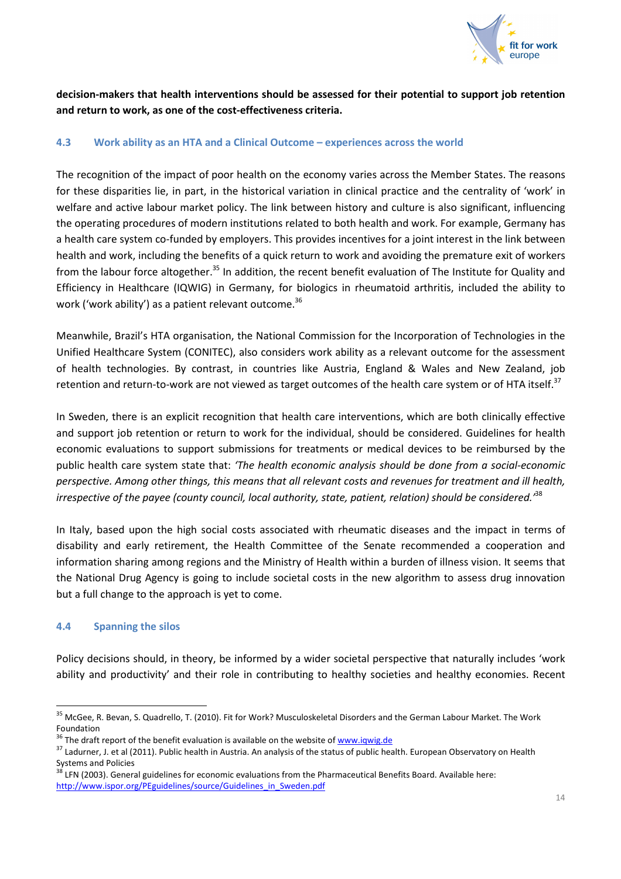**decision-makers that health interventions should be assessed for their potential to support job retention and return to work, as one of the cost-effectiveness criteria.**

### 4.3 Work ability as an HTA and a Clinical Outcome – experiences across the world

The recognition of the impact of poor health on the economy varies across the Member States. The reasons for these disparities lie, in part, in the historical variation in clinical practice and the centrality of 'work' in welfare and active labour market policy. The link between history and culture is also significant, influencing the operating procedures of modern institutions related to both health and work. For example, Germany has a health care system co-funded by employers. This provides incentives for a joint interest in the link between health and work, including the benefits of a quick return to work and avoiding the premature exit of workers from the labour force altogether.[35] In addition, the recent benefit evaluation of The Institute for Quality and Efficiency in Healthcare (IQWIG) in Germany, for biologics in rheumatoid arthritis, included the ability to work ('work ability') as a patient relevant outcome.[36]

Meanwhile, Brazil's HTA organisation, the National Commission for the Incorporation of Technologies in the Unified Healthcare System (CONITEC), also considers work ability as a relevant outcome for the assessment of health technologies. By contrast, in countries like Austria, England & Wales and New Zealand, job retention and return-to-work are not viewed as target outcomes of the health care system or of HTA itself.[37]

In Sweden, there is an explicit recognition that health care interventions, which are both clinically effective and support job retention or return to work for the individual, should be considered. Guidelines for health economic evaluations to support submissions for treatments or medical devices to be reimbursed by the public health care system state that: *'The health economic analysis should be done from a social-economic perspective. Among other things, this means that all relevant costs and revenues for treatment and ill health, irrespective of the payee (county council, local authority, state, patient, relation) should be considered.'*[38]

In Italy, based upon the high social costs associated with rheumatic diseases and the impact in terms of disability and early retirement, the Health Committee of the Senate recommended a cooperation and information sharing among regions and the Ministry of Health within a burden of illness vision. It seems that the National Drug Agency is going to include societal costs in the new algorithm to assess drug innovation but a full change to the approach is yet to come.

### 4.4 Spanning the silos

Policy decisions should, in theory, be informed by a wider societal perspective that naturally includes 'work ability and productivity' and their role in contributing to healthy societies and healthy economies. Recent

---

[35] McGee, R. Bevan, S. Quadrello, T. (2010). Fit for Work? Musculoskeletal Disorders and the German Labour Market. The Work Foundation

[36] The draft report of the benefit evaluation is available on the website of www.iqwig.de

[37] Ladurner, J. et al (2011). Public health in Austria. An analysis of the status of public health. European Observatory on Health Systems and Policies

[38] LFN (2003). General guidelines for economic evaluations from the Pharmaceutical Benefits Board. Available here: http://www.ispor.org/PEguidelines/source/Guidelines_in_Sweden.pdf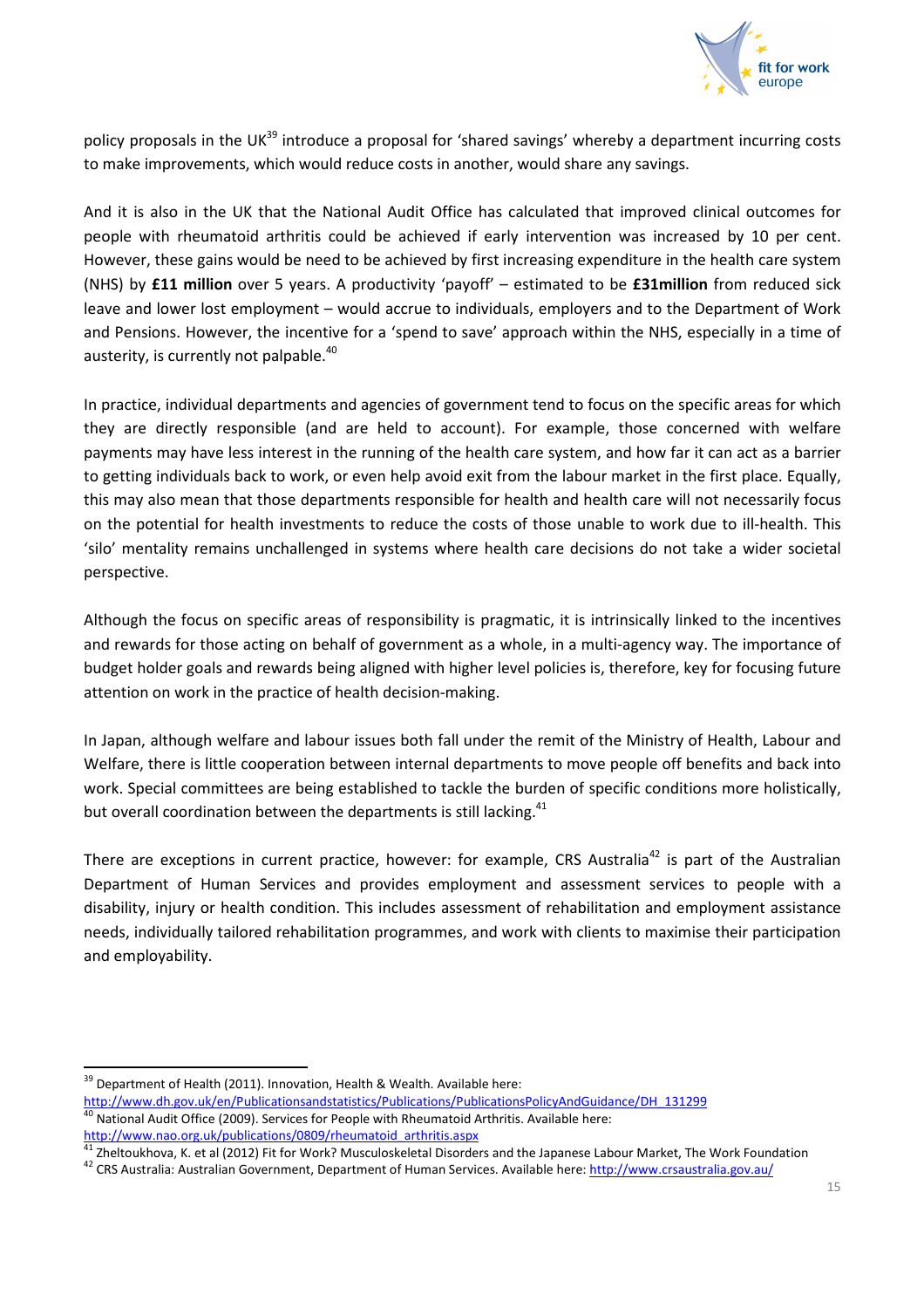policy proposals in the UK[39] introduce a proposal for 'shared savings' whereby a department incurring costs to make improvements, which would reduce costs in another, would share any savings.

And it is also in the UK that the National Audit Office has calculated that improved clinical outcomes for people with rheumatoid arthritis could be achieved if early intervention was increased by 10 per cent. However, these gains would be need to be achieved by first increasing expenditure in the health care system (NHS) by **£11 million** over 5 years. A productivity 'payoff' – estimated to be **£31million** from reduced sick leave and lower lost employment – would accrue to individuals, employers and to the Department of Work and Pensions. However, the incentive for a 'spend to save' approach within the NHS, especially in a time of austerity, is currently not palpable.[40]

In practice, individual departments and agencies of government tend to focus on the specific areas for which they are directly responsible (and are held to account). For example, those concerned with welfare payments may have less interest in the running of the health care system, and how far it can act as a barrier to getting individuals back to work, or even help avoid exit from the labour market in the first place. Equally, this may also mean that those departments responsible for health and health care will not necessarily focus on the potential for health investments to reduce the costs of those unable to work due to ill-health. This 'silo' mentality remains unchallenged in systems where health care decisions do not take a wider societal perspective.

Although the focus on specific areas of responsibility is pragmatic, it is intrinsically linked to the incentives and rewards for those acting on behalf of government as a whole, in a multi-agency way. The importance of budget holder goals and rewards being aligned with higher level policies is, therefore, key for focusing future attention on work in the practice of health decision-making.

In Japan, although welfare and labour issues both fall under the remit of the Ministry of Health, Labour and Welfare, there is little cooperation between internal departments to move people off benefits and back into work. Special committees are being established to tackle the burden of specific conditions more holistically, but overall coordination between the departments is still lacking.[41]

There are exceptions in current practice, however: for example, CRS Australia[42] is part of the Australian Department of Human Services and provides employment and assessment services to people with a disability, injury or health condition. This includes assessment of rehabilitation and employment assistance needs, individually tailored rehabilitation programmes, and work with clients to maximise their participation and employability.

---

[39] Department of Health (2011). Innovation, Health & Wealth. Available here: http://www.dh.gov.uk/en/Publicationsandstatistics/Publications/PublicationsPolicyAndGuidance/DH_131299

[40] National Audit Office (2009). Services for People with Rheumatoid Arthritis. Available here: http://www.nao.org.uk/publications/0809/rheumatoid_arthritis.aspx

[41] Zheltoukhova, K. et al (2012) Fit for Work? Musculoskeletal Disorders and the Japanese Labour Market, The Work Foundation

[42] CRS Australia: Australian Government, Department of Human Services. Available here: http://www.crsaustralia.gov.au/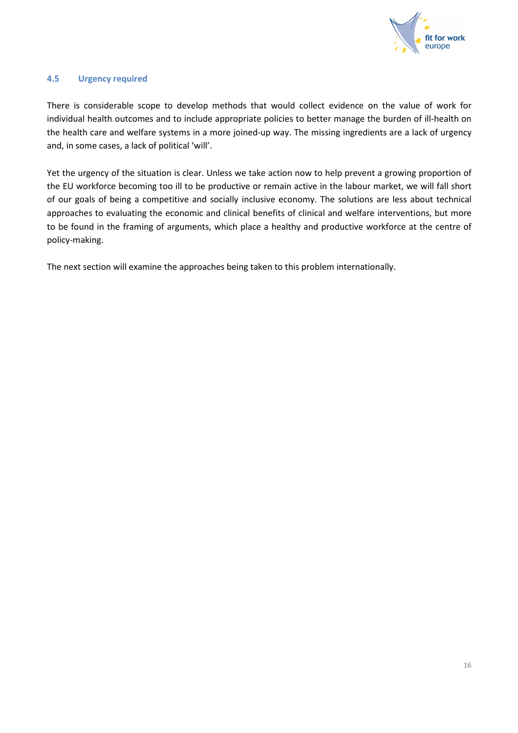### 4.5 Urgency required

There is considerable scope to develop methods that would collect evidence on the value of work for individual health outcomes and to include appropriate policies to better manage the burden of ill-health on the health care and welfare systems in a more joined-up way. The missing ingredients are a lack of urgency and, in some cases, a lack of political 'will'.

Yet the urgency of the situation is clear. Unless we take action now to help prevent a growing proportion of the EU workforce becoming too ill to be productive or remain active in the labour market, we will fall short of our goals of being a competitive and socially inclusive economy. The solutions are less about technical approaches to evaluating the economic and clinical benefits of clinical and welfare interventions, but more to be found in the framing of arguments, which place a healthy and productive workforce at the centre of policy-making.

The next section will examine the approaches being taken to this problem internationally.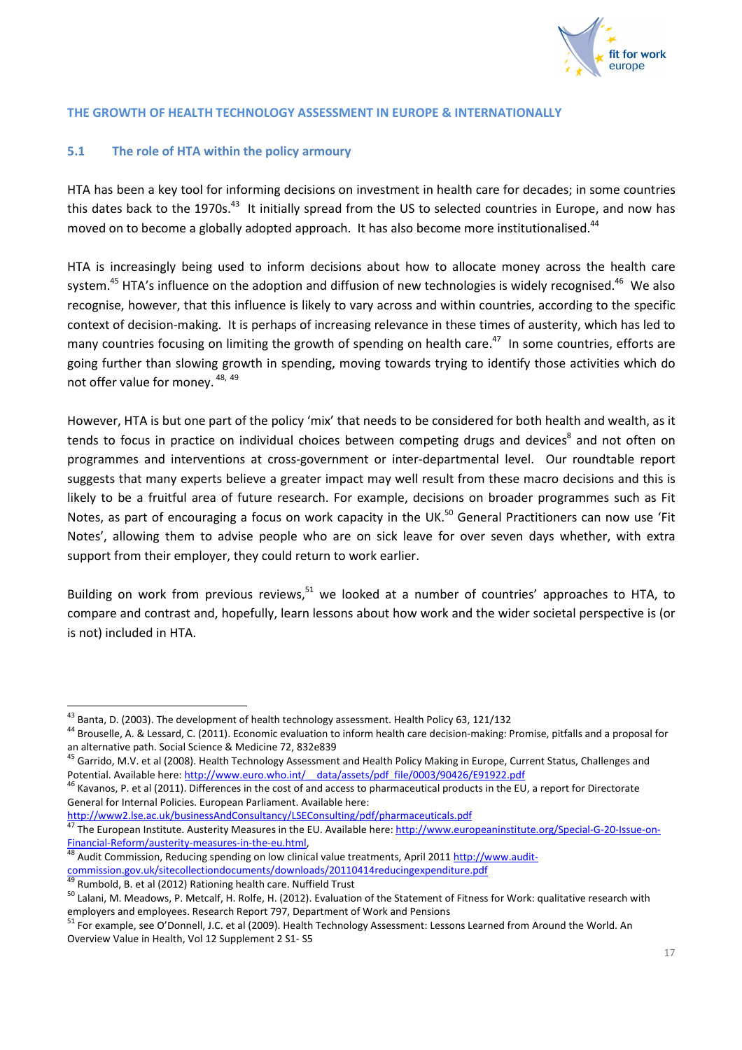## THE GROWTH OF HEALTH TECHNOLOGY ASSESSMENT IN EUROPE & INTERNATIONALLY

### 5.1 The role of HTA within the policy armoury

HTA has been a key tool for informing decisions on investment in health care for decades; in some countries this dates back to the 1970s.[43] It initially spread from the US to selected countries in Europe, and now has moved on to become a globally adopted approach. It has also become more institutionalised.[44]

HTA is increasingly being used to inform decisions about how to allocate money across the health care system.[45] HTA's influence on the adoption and diffusion of new technologies is widely recognised.[46] We also recognise, however, that this influence is likely to vary across and within countries, according to the specific context of decision-making. It is perhaps of increasing relevance in these times of austerity, which has led to many countries focusing on limiting the growth of spending on health care.[47] In some countries, efforts are going further than slowing growth in spending, moving towards trying to identify those activities which do not offer value for money.[48, 49]

However, HTA is but one part of the policy 'mix' that needs to be considered for both health and wealth, as it tends to focus in practice on individual choices between competing drugs and devices[8] and not often on programmes and interventions at cross-government or inter-departmental level. Our roundtable report suggests that many experts believe a greater impact may well result from these macro decisions and this is likely to be a fruitful area of future research. For example, decisions on broader programmes such as Fit Notes, as part of encouraging a focus on work capacity in the UK.[50] General Practitioners can now use 'Fit Notes', allowing them to advise people who are on sick leave for over seven days whether, with extra support from their employer, they could return to work earlier.

Building on work from previous reviews,[51] we looked at a number of countries' approaches to HTA, to compare and contrast and, hopefully, learn lessons about how work and the wider societal perspective is (or is not) included in HTA.

---

[43] Banta, D. (2003). The development of health technology assessment. Health Policy 63, 121/132

[44] Brouselle, A. & Lessard, C. (2011). Economic evaluation to inform health care decision-making: Promise, pitfalls and a proposal for an alternative path. Social Science & Medicine 72, 832e839

[45] Garrido, M.V. et al (2008). Health Technology Assessment and Health Policy Making in Europe, Current Status, Challenges and Potential. Available here: http://www.euro.who.int/__data/assets/pdf_file/0003/90426/E91922.pdf

[46] Kavanos, P. et al (2011). Differences in the cost of and access to pharmaceutical products in the EU, a report for Directorate General for Internal Policies. European Parliament. Available here: http://www2.lse.ac.uk/businessAndConsultancy/LSEConsulting/pdf/pharmaceuticals.pdf

[47] The European Institute. Austerity Measures in the EU. Available here: http://www.europeaninstitute.org/Special-G-20-Issue-on-Financial-Reform/austerity-measures-in-the-eu.html,

[48] Audit Commission, Reducing spending on low clinical value treatments, April 2011 http://www.audit-commission.gov.uk/sitecollectiondocuments/downloads/20110414reducingexpenditure.pdf

[49] Rumbold, B. et al (2012) Rationing health care. Nuffield Trust

[50] Lalani, M. Meadows, P. Metcalf, H. Rolfe, H. (2012). Evaluation of the Statement of Fitness for Work: qualitative research with employers and employees. Research Report 797, Department of Work and Pensions

[51] For example, see O'Donnell, J.C. et al (2009). Health Technology Assessment: Lessons Learned from Around the World. An Overview Value in Health, Vol 12 Supplement 2 S1- S5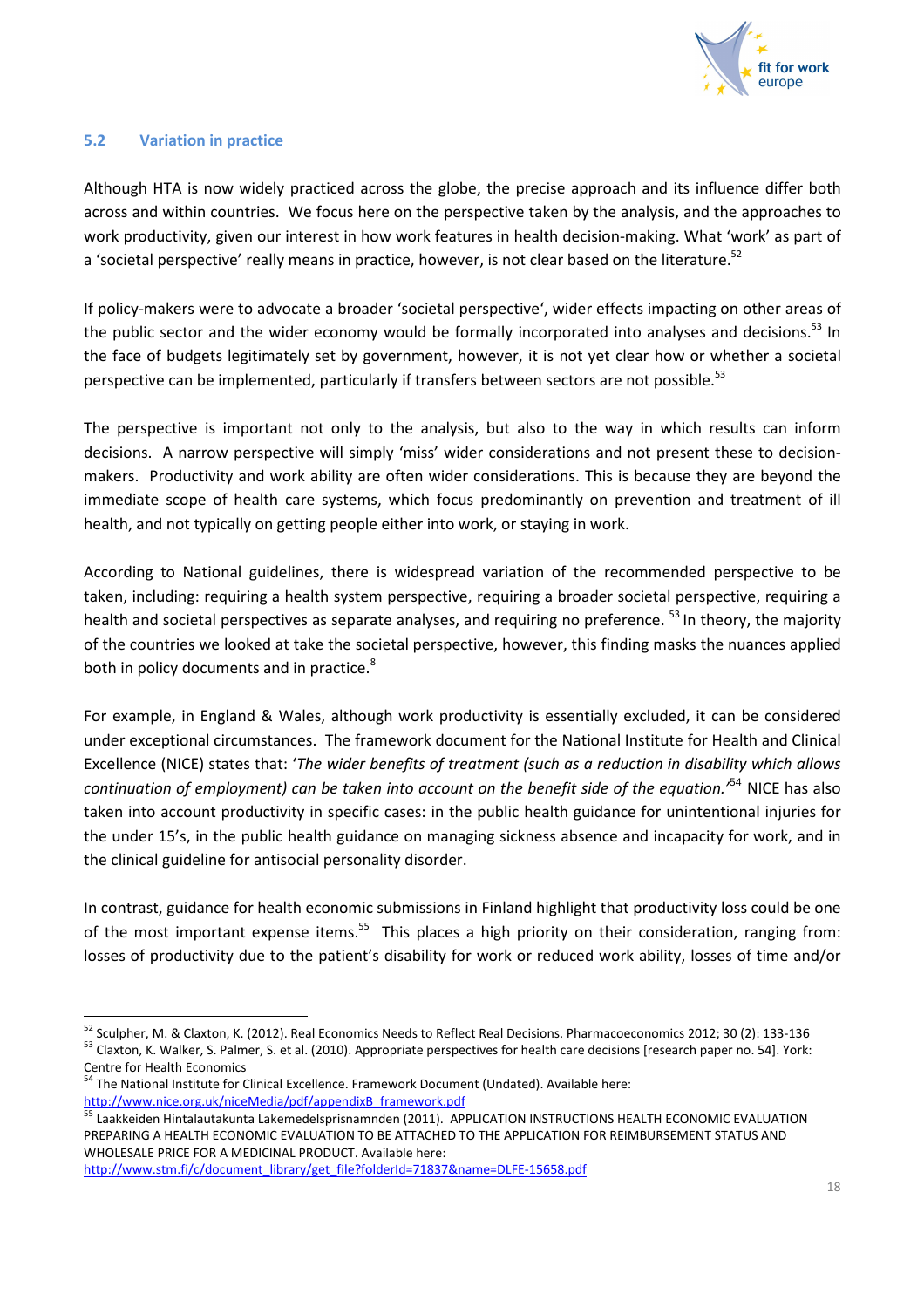## 5.2 Variation in practice

Although HTA is now widely practiced across the globe, the precise approach and its influence differ both across and within countries. We focus here on the perspective taken by the analysis, and the approaches to work productivity, given our interest in how work features in health decision-making. What 'work' as part of a 'societal perspective' really means in practice, however, is not clear based on the literature.[52]

If policy-makers were to advocate a broader 'societal perspective', wider effects impacting on other areas of the public sector and the wider economy would be formally incorporated into analyses and decisions.[53] In the face of budgets legitimately set by government, however, it is not yet clear how or whether a societal perspective can be implemented, particularly if transfers between sectors are not possible.[53]

The perspective is important not only to the analysis, but also to the way in which results can inform decisions. A narrow perspective will simply 'miss' wider considerations and not present these to decision-makers. Productivity and work ability are often wider considerations. This is because they are beyond the immediate scope of health care systems, which focus predominantly on prevention and treatment of ill health, and not typically on getting people either into work, or staying in work.

According to National guidelines, there is widespread variation of the recommended perspective to be taken, including: requiring a health system perspective, requiring a broader societal perspective, requiring a health and societal perspectives as separate analyses, and requiring no preference. [53] In theory, the majority of the countries we looked at take the societal perspective, however, this finding masks the nuances applied both in policy documents and in practice.[8]

For example, in England & Wales, although work productivity is essentially excluded, it can be considered under exceptional circumstances. The framework document for the National Institute for Health and Clinical Excellence (NICE) states that: '*The wider benefits of treatment (such as a reduction in disability which allows continuation of employment) can be taken into account on the benefit side of the equation.*'[54] NICE has also taken into account productivity in specific cases: in the public health guidance for unintentional injuries for the under 15's, in the public health guidance on managing sickness absence and incapacity for work, and in the clinical guideline for antisocial personality disorder.

In contrast, guidance for health economic submissions in Finland highlight that productivity loss could be one of the most important expense items.[55] This places a high priority on their consideration, ranging from: losses of productivity due to the patient's disability for work or reduced work ability, losses of time and/or

---

[52] Sculpher, M. & Claxton, K. (2012). Real Economics Needs to Reflect Real Decisions. Pharmacoeconomics 2012; 30 (2): 133-136

[53] Claxton, K. Walker, S. Palmer, S. et al. (2010). Appropriate perspectives for health care decisions [research paper no. 54]. York: Centre for Health Economics

[54] The National Institute for Clinical Excellence. Framework Document (Undated). Available here: http://www.nice.org.uk/niceMedia/pdf/appendixB_framework.pdf

[55] Laakkeiden Hintalautakunta Lakemedelsprisnamnden (2011). APPLICATION INSTRUCTIONS HEALTH ECONOMIC EVALUATION PREPARING A HEALTH ECONOMIC EVALUATION TO BE ATTACHED TO THE APPLICATION FOR REIMBURSEMENT STATUS AND WHOLESALE PRICE FOR A MEDICINAL PRODUCT. Available here: http://www.stm.fi/c/document_library/get_file?folderId=71837&name=DLFE-15658.pdf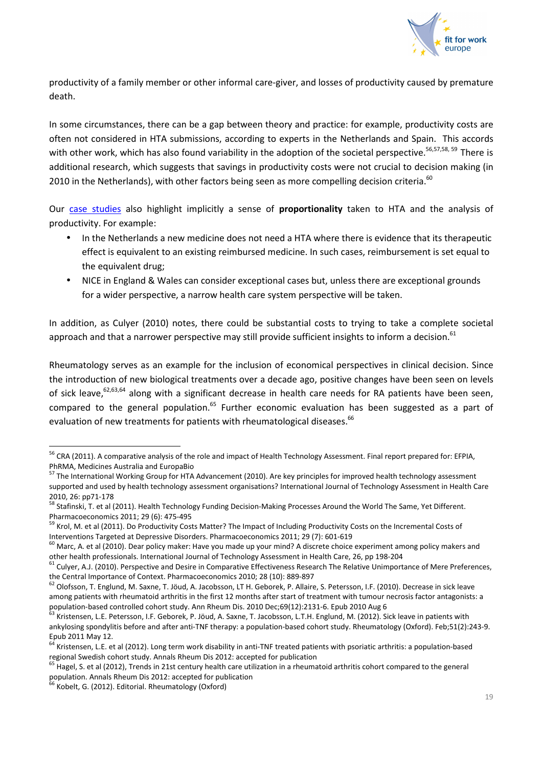productivity of a family member or other informal care-giver, and losses of productivity caused by premature death.

In some circumstances, there can be a gap between theory and practice: for example, productivity costs are often not considered in HTA submissions, according to experts in the Netherlands and Spain. This accords with other work, which has also found variability in the adoption of the societal perspective.[56,57,58, 59] There is additional research, which suggests that savings in productivity costs were not crucial to decision making (in 2010 in the Netherlands), with other factors being seen as more compelling decision criteria.[60]

Our case studies also highlight implicitly a sense of **proportionality** taken to HTA and the analysis of productivity. For example:

- In the Netherlands a new medicine does not need a HTA where there is evidence that its therapeutic effect is equivalent to an existing reimbursed medicine. In such cases, reimbursement is set equal to the equivalent drug;
- NICE in England & Wales can consider exceptional cases but, unless there are exceptional grounds for a wider perspective, a narrow health care system perspective will be taken.

In addition, as Culyer (2010) notes, there could be substantial costs to trying to take a complete societal approach and that a narrower perspective may still provide sufficient insights to inform a decision.[61]

Rheumatology serves as an example for the inclusion of economical perspectives in clinical decision. Since the introduction of new biological treatments over a decade ago, positive changes have been seen on levels of sick leave,[62,63,64] along with a significant decrease in health care needs for RA patients have been seen, compared to the general population.[65] Further economic evaluation has been suggested as a part of evaluation of new treatments for patients with rheumatological diseases.[66]

---

[56] CRA (2011). A comparative analysis of the role and impact of Health Technology Assessment. Final report prepared for: EFPIA, PhRMA, Medicines Australia and EuropaBio

[57] The International Working Group for HTA Advancement (2010). Are key principles for improved health technology assessment supported and used by health technology assessment organisations? International Journal of Technology Assessment in Health Care 2010, 26: pp71-178

[58] Stafinski, T. et al (2011). Health Technology Funding Decision-Making Processes Around the World The Same, Yet Different. Pharmacoeconomics 2011; 29 (6): 475-495

[59] Krol, M. et al (2011). Do Productivity Costs Matter? The Impact of Including Productivity Costs on the Incremental Costs of Interventions Targeted at Depressive Disorders. Pharmacoeconomics 2011; 29 (7): 601-619

[60] Marc, A. et al (2010). Dear policy maker: Have you made up your mind? A discrete choice experiment among policy makers and other health professionals. International Journal of Technology Assessment in Health Care, 26, pp 198-204

[61] Culyer, A.J. (2010). Perspective and Desire in Comparative Effectiveness Research The Relative Unimportance of Mere Preferences, the Central Importance of Context. Pharmacoeconomics 2010; 28 (10): 889-897

[62] Olofsson, T. Englund, M. Saxne, T. Jöud, A. Jacobsson, LT H. Geborek, P. Allaire, S. Petersson, I.F. (2010). Decrease in sick leave among patients with rheumatoid arthritis in the first 12 months after start of treatment with tumour necrosis factor antagonists: a population-based controlled cohort study. Ann Rheum Dis. 2010 Dec;69(12):2131-6. Epub 2010 Aug 6

[63] Kristensen, L.E. Petersson, I.F. Geborek, P. Jöud, A. Saxne, T. Jacobsson, L.T.H. Englund, M. (2012). Sick leave in patients with ankylosing spondylitis before and after anti-TNF therapy: a population-based cohort study. Rheumatology (Oxford). Feb;51(2):243-9. Epub 2011 May 12.

[64] Kristensen, L.E. et al (2012). Long term work disability in anti-TNF treated patients with psoriatic arthritis: a population-based regional Swedish cohort study. Annals Rheum Dis 2012: accepted for publication

[65] Hagel, S. et al (2012), Trends in 21st century health care utilization in a rheumatoid arthritis cohort compared to the general population. Annals Rheum Dis 2012: accepted for publication

[66] Kobelt, G. (2012). Editorial. Rheumatology (Oxford)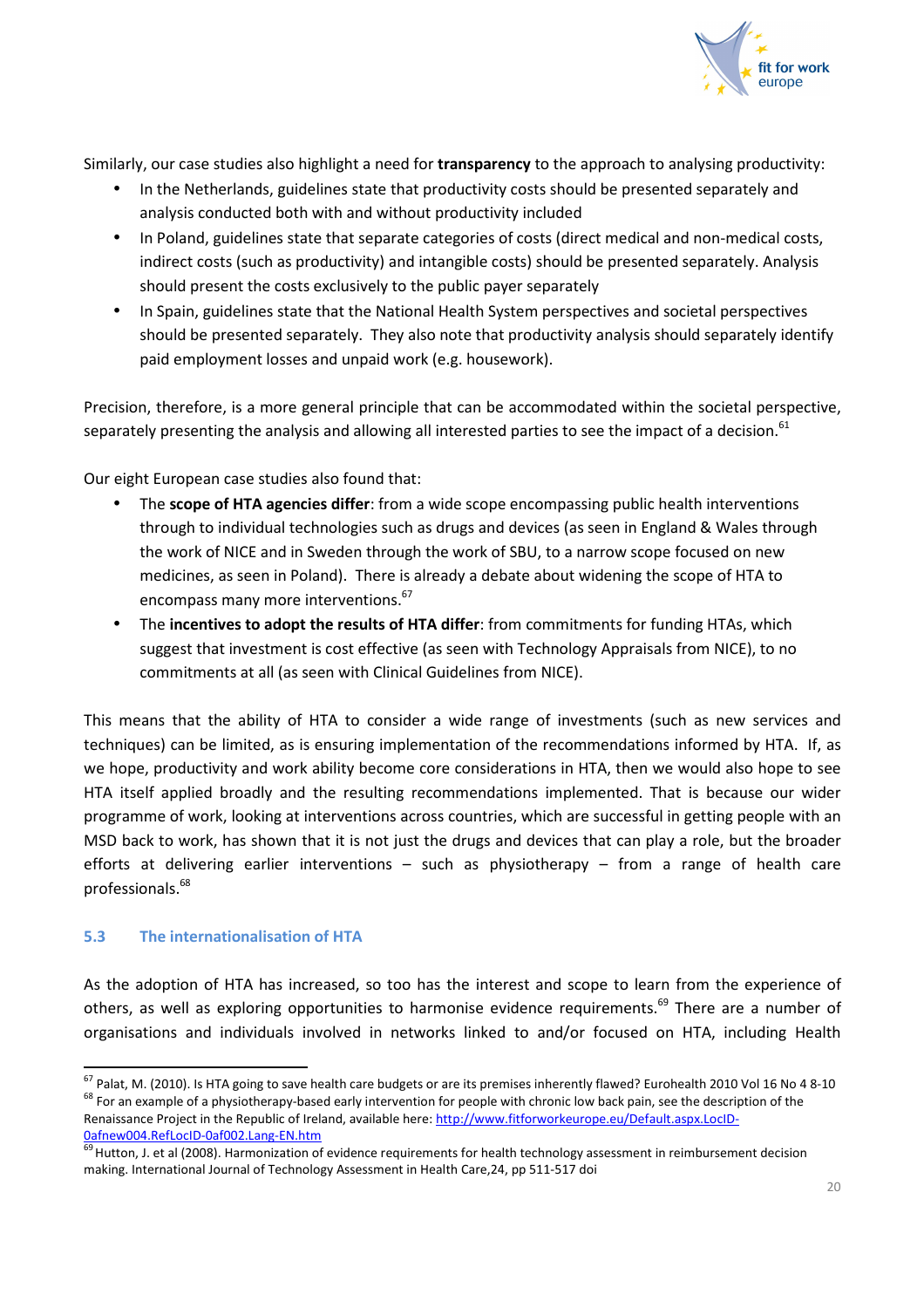Similarly, our case studies also highlight a need for **transparency** to the approach to analysing productivity:

- In the Netherlands, guidelines state that productivity costs should be presented separately and analysis conducted both with and without productivity included
- In Poland, guidelines state that separate categories of costs (direct medical and non-medical costs, indirect costs (such as productivity) and intangible costs) should be presented separately. Analysis should present the costs exclusively to the public payer separately
- In Spain, guidelines state that the National Health System perspectives and societal perspectives should be presented separately. They also note that productivity analysis should separately identify paid employment losses and unpaid work (e.g. housework).

Precision, therefore, is a more general principle that can be accommodated within the societal perspective, separately presenting the analysis and allowing all interested parties to see the impact of a decision.[61]

Our eight European case studies also found that:

- The **scope of HTA agencies differ**: from a wide scope encompassing public health interventions through to individual technologies such as drugs and devices (as seen in England & Wales through the work of NICE and in Sweden through the work of SBU, to a narrow scope focused on new medicines, as seen in Poland). There is already a debate about widening the scope of HTA to encompass many more interventions.[67]
- The **incentives to adopt the results of HTA differ**: from commitments for funding HTAs, which suggest that investment is cost effective (as seen with Technology Appraisals from NICE), to no commitments at all (as seen with Clinical Guidelines from NICE).

This means that the ability of HTA to consider a wide range of investments (such as new services and techniques) can be limited, as is ensuring implementation of the recommendations informed by HTA. If, as we hope, productivity and work ability become core considerations in HTA, then we would also hope to see HTA itself applied broadly and the resulting recommendations implemented. That is because our wider programme of work, looking at interventions across countries, which are successful in getting people with an MSD back to work, has shown that it is not just the drugs and devices that can play a role, but the broader efforts at delivering earlier interventions – such as physiotherapy – from a range of health care professionals.[68]

### 5.3 The internationalisation of HTA

As the adoption of HTA has increased, so too has the interest and scope to learn from the experience of others, as well as exploring opportunities to harmonise evidence requirements.[69] There are a number of organisations and individuals involved in networks linked to and/or focused on HTA, including Health

---

[67] Palat, M. (2010). Is HTA going to save health care budgets or are its premises inherently flawed? Eurohealth 2010 Vol 16 No 4 8-10

[68] For an example of a physiotherapy-based early intervention for people with chronic low back pain, see the description of the Renaissance Project in the Republic of Ireland, available here: http://www.fitforworkeurope.eu/Default.aspx.LocID-0afnew004.RefLocID-0af002.Lang-EN.htm

[69] Hutton, J. et al (2008). Harmonization of evidence requirements for health technology assessment in reimbursement decision making. International Journal of Technology Assessment in Health Care,24, pp 511-517 doi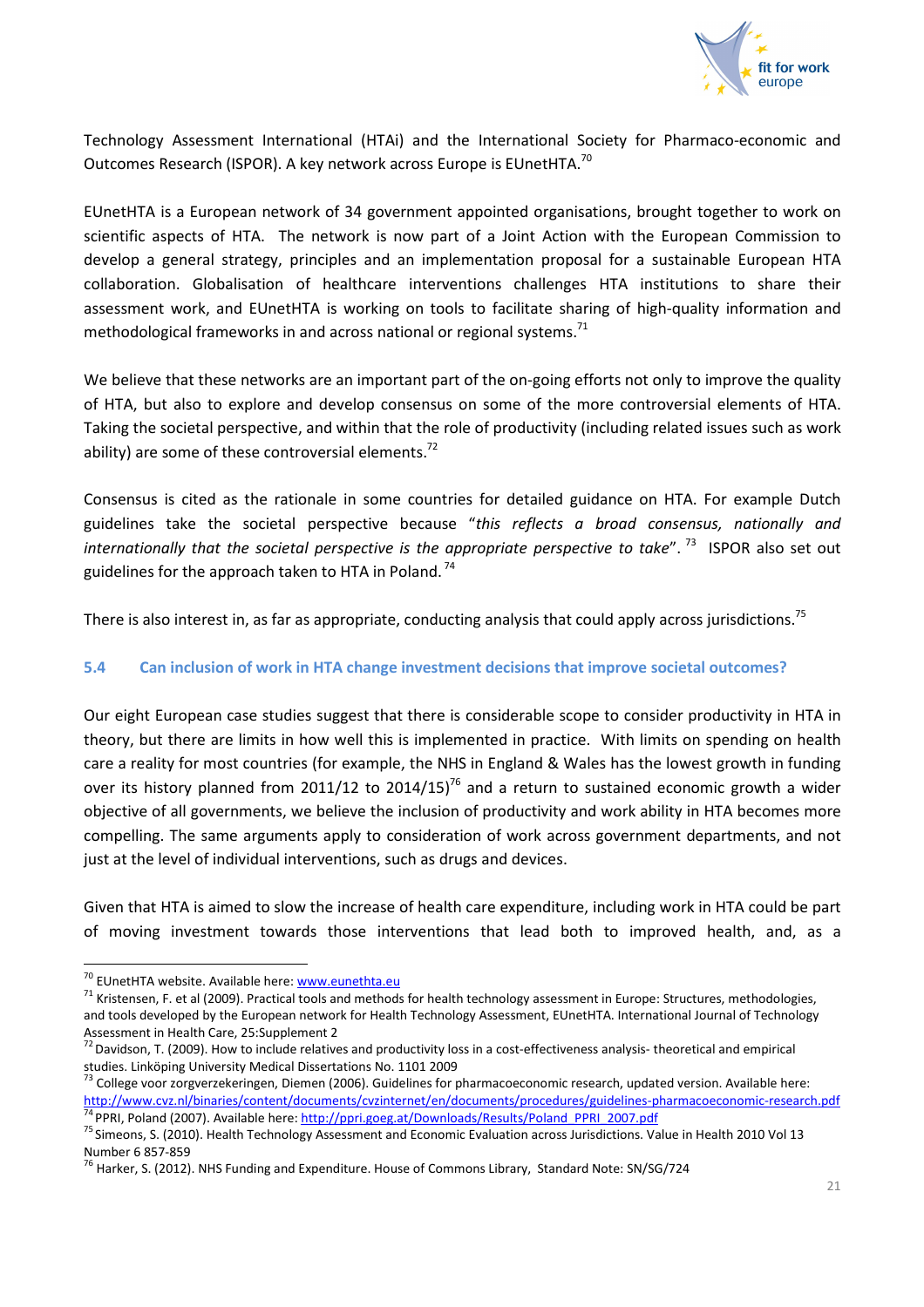Technology Assessment International (HTAi) and the International Society for Pharmaco-economic and Outcomes Research (ISPOR). A key network across Europe is EUnetHTA.[70]

EUnetHTA is a European network of 34 government appointed organisations, brought together to work on scientific aspects of HTA. The network is now part of a Joint Action with the European Commission to develop a general strategy, principles and an implementation proposal for a sustainable European HTA collaboration. Globalisation of healthcare interventions challenges HTA institutions to share their assessment work, and EUnetHTA is working on tools to facilitate sharing of high-quality information and methodological frameworks in and across national or regional systems.[71]

We believe that these networks are an important part of the on-going efforts not only to improve the quality of HTA, but also to explore and develop consensus on some of the more controversial elements of HTA. Taking the societal perspective, and within that the role of productivity (including related issues such as work ability) are some of these controversial elements.[72]

Consensus is cited as the rationale in some countries for detailed guidance on HTA. For example Dutch guidelines take the societal perspective because "*this reflects a broad consensus, nationally and internationally that the societal perspective is the appropriate perspective to take*".[73] ISPOR also set out guidelines for the approach taken to HTA in Poland.[74]

There is also interest in, as far as appropriate, conducting analysis that could apply across jurisdictions.[75]

### 5.4 Can inclusion of work in HTA change investment decisions that improve societal outcomes?

Our eight European case studies suggest that there is considerable scope to consider productivity in HTA in theory, but there are limits in how well this is implemented in practice. With limits on spending on health care a reality for most countries (for example, the NHS in England & Wales has the lowest growth in funding over its history planned from 2011/12 to 2014/15)[76] and a return to sustained economic growth a wider objective of all governments, we believe the inclusion of productivity and work ability in HTA becomes more compelling. The same arguments apply to consideration of work across government departments, and not just at the level of individual interventions, such as drugs and devices.

Given that HTA is aimed to slow the increase of health care expenditure, including work in HTA could be part of moving investment towards those interventions that lead both to improved health, and, as a

---

[70] EUnetHTA website. Available here: www.eunethta.eu

[71] Kristensen, F. et al (2009). Practical tools and methods for health technology assessment in Europe: Structures, methodologies, and tools developed by the European network for Health Technology Assessment, EUnetHTA. International Journal of Technology Assessment in Health Care, 25:Supplement 2

[72] Davidson, T. (2009). How to include relatives and productivity loss in a cost-effectiveness analysis- theoretical and empirical studies. Linköping University Medical Dissertations No. 1101 2009

[73] College voor zorgverzekeringen, Diemen (2006). Guidelines for pharmacoeconomic research, updated version. Available here: http://www.cvz.nl/binaries/content/documents/cvzinternet/en/documents/procedures/guidelines-pharmacoeconomic-research.pdf

[74] PPRI, Poland (2007). Available here: http://ppri.goeg.at/Downloads/Results/Poland_PPRI_2007.pdf

[75] Simeons, S. (2010). Health Technology Assessment and Economic Evaluation across Jurisdictions. Value in Health 2010 Vol 13 Number 6 857-859

[76] Harker, S. (2012). NHS Funding and Expenditure. House of Commons Library, Standard Note: SN/SG/724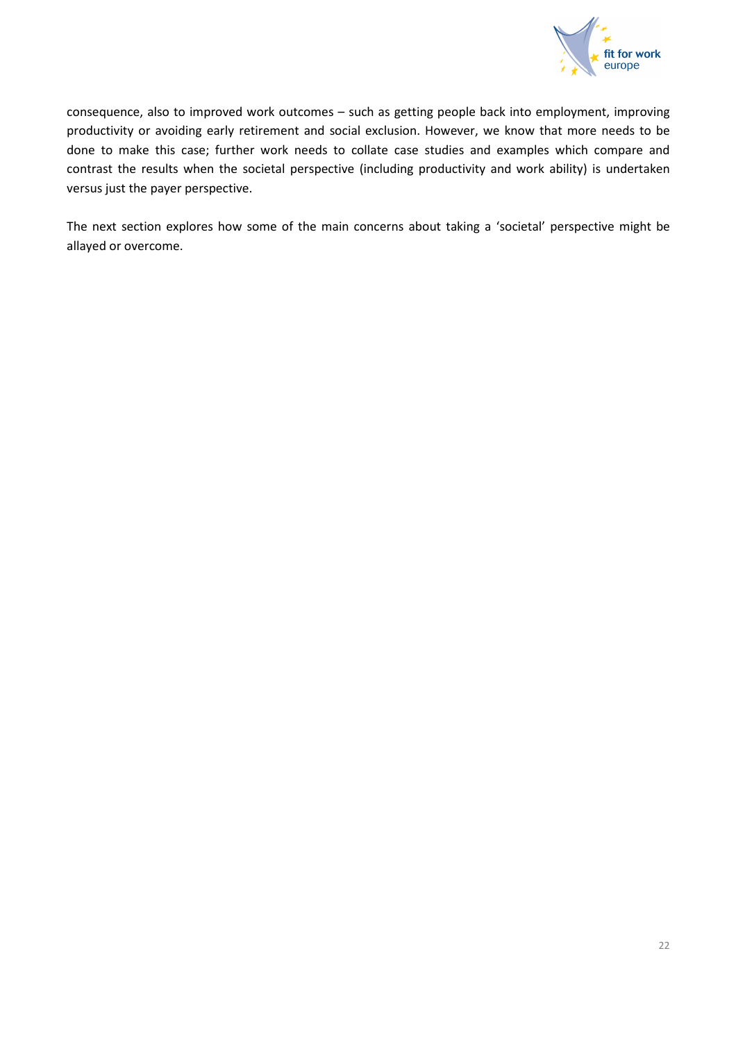consequence, also to improved work outcomes – such as getting people back into employment, improving productivity or avoiding early retirement and social exclusion. However, we know that more needs to be done to make this case; further work needs to collate case studies and examples which compare and contrast the results when the societal perspective (including productivity and work ability) is undertaken versus just the payer perspective.

The next section explores how some of the main concerns about taking a 'societal' perspective might be allayed or overcome.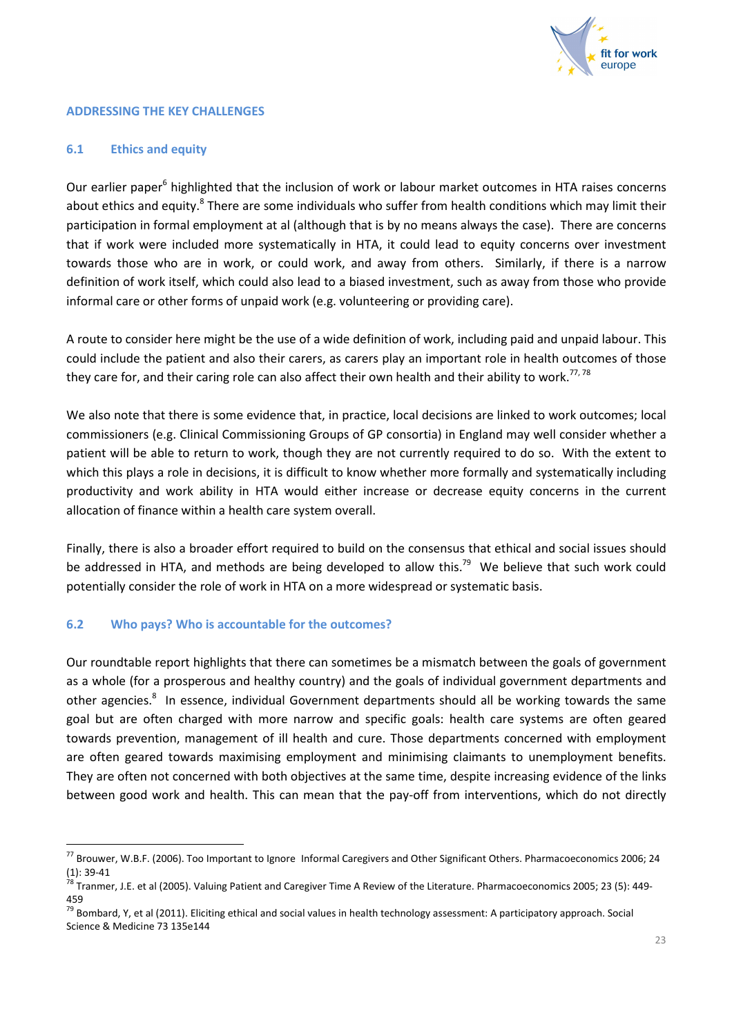## ADDRESSING THE KEY CHALLENGES

### 6.1 Ethics and equity

Our earlier paper[6] highlighted that the inclusion of work or labour market outcomes in HTA raises concerns about ethics and equity.[8] There are some individuals who suffer from health conditions which may limit their participation in formal employment at al (although that is by no means always the case). There are concerns that if work were included more systematically in HTA, it could lead to equity concerns over investment towards those who are in work, or could work, and away from others. Similarly, if there is a narrow definition of work itself, which could also lead to a biased investment, such as away from those who provide informal care or other forms of unpaid work (e.g. volunteering or providing care).

A route to consider here might be the use of a wide definition of work, including paid and unpaid labour. This could include the patient and also their carers, as carers play an important role in health outcomes of those they care for, and their caring role can also affect their own health and their ability to work.[77, 78]

We also note that there is some evidence that, in practice, local decisions are linked to work outcomes; local commissioners (e.g. Clinical Commissioning Groups of GP consortia) in England may well consider whether a patient will be able to return to work, though they are not currently required to do so. With the extent to which this plays a role in decisions, it is difficult to know whether more formally and systematically including productivity and work ability in HTA would either increase or decrease equity concerns in the current allocation of finance within a health care system overall.

Finally, there is also a broader effort required to build on the consensus that ethical and social issues should be addressed in HTA, and methods are being developed to allow this.[79] We believe that such work could potentially consider the role of work in HTA on a more widespread or systematic basis.

### 6.2 Who pays? Who is accountable for the outcomes?

Our roundtable report highlights that there can sometimes be a mismatch between the goals of government as a whole (for a prosperous and healthy country) and the goals of individual government departments and other agencies.[8] In essence, individual Government departments should all be working towards the same goal but are often charged with more narrow and specific goals: health care systems are often geared towards prevention, management of ill health and cure. Those departments concerned with employment are often geared towards maximising employment and minimising claimants to unemployment benefits. They are often not concerned with both objectives at the same time, despite increasing evidence of the links between good work and health. This can mean that the pay-off from interventions, which do not directly

---

[77] Brouwer, W.B.F. (2006). Too Important to Ignore Informal Caregivers and Other Significant Others. Pharmacoeconomics 2006; 24 (1): 39-41

[78] Tranmer, J.E. et al (2005). Valuing Patient and Caregiver Time A Review of the Literature. Pharmacoeconomics 2005; 23 (5): 449-459

[79] Bombard, Y, et al (2011). Eliciting ethical and social values in health technology assessment: A participatory approach. Social Science & Medicine 73 135e144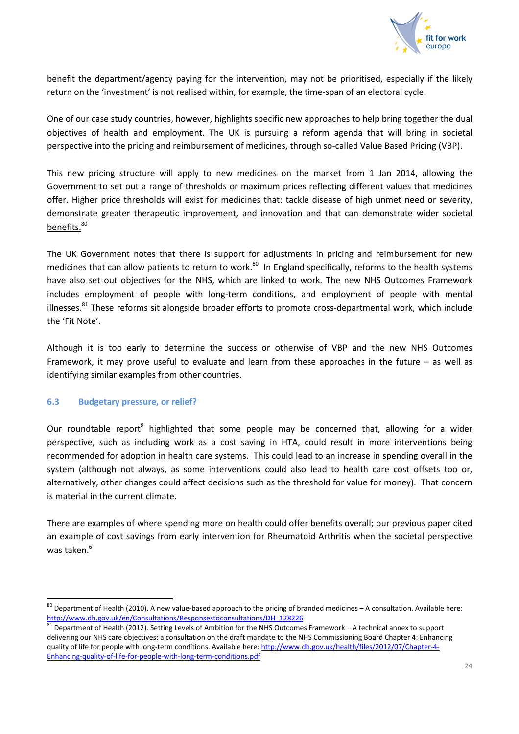benefit the department/agency paying for the intervention, may not be prioritised, especially if the likely return on the 'investment' is not realised within, for example, the time-span of an electoral cycle.

One of our case study countries, however, highlights specific new approaches to help bring together the dual objectives of health and employment. The UK is pursuing a reform agenda that will bring in societal perspective into the pricing and reimbursement of medicines, through so-called Value Based Pricing (VBP).

This new pricing structure will apply to new medicines on the market from 1 Jan 2014, allowing the Government to set out a range of thresholds or maximum prices reflecting different values that medicines offer. Higher price thresholds will exist for medicines that: tackle disease of high unmet need or severity, demonstrate greater therapeutic improvement, and innovation and that can demonstrate wider societal benefits.[80]

The UK Government notes that there is support for adjustments in pricing and reimbursement for new medicines that can allow patients to return to work.[80] In England specifically, reforms to the health systems have also set out objectives for the NHS, which are linked to work. The new NHS Outcomes Framework includes employment of people with long-term conditions, and employment of people with mental illnesses.[81] These reforms sit alongside broader efforts to promote cross-departmental work, which include the 'Fit Note'.

Although it is too early to determine the success or otherwise of VBP and the new NHS Outcomes Framework, it may prove useful to evaluate and learn from these approaches in the future – as well as identifying similar examples from other countries.

### 6.3 Budgetary pressure, or relief?

Our roundtable report[8] highlighted that some people may be concerned that, allowing for a wider perspective, such as including work as a cost saving in HTA, could result in more interventions being recommended for adoption in health care systems. This could lead to an increase in spending overall in the system (although not always, as some interventions could also lead to health care cost offsets too or, alternatively, other changes could affect decisions such as the threshold for value for money). That concern is material in the current climate.

There are examples of where spending more on health could offer benefits overall; our previous paper cited an example of cost savings from early intervention for Rheumatoid Arthritis when the societal perspective was taken.[6]

---

[80] Department of Health (2010). A new value-based approach to the pricing of branded medicines – A consultation. Available here: http://www.dh.gov.uk/en/Consultations/Responsestoconsultations/DH_128226

[81] Department of Health (2012). Setting Levels of Ambition for the NHS Outcomes Framework – A technical annex to support delivering our NHS care objectives: a consultation on the draft mandate to the NHS Commissioning Board Chapter 4: Enhancing quality of life for people with long-term conditions. Available here: http://www.dh.gov.uk/health/files/2012/07/Chapter-4-Enhancing-quality-of-life-for-people-with-long-term-conditions.pdf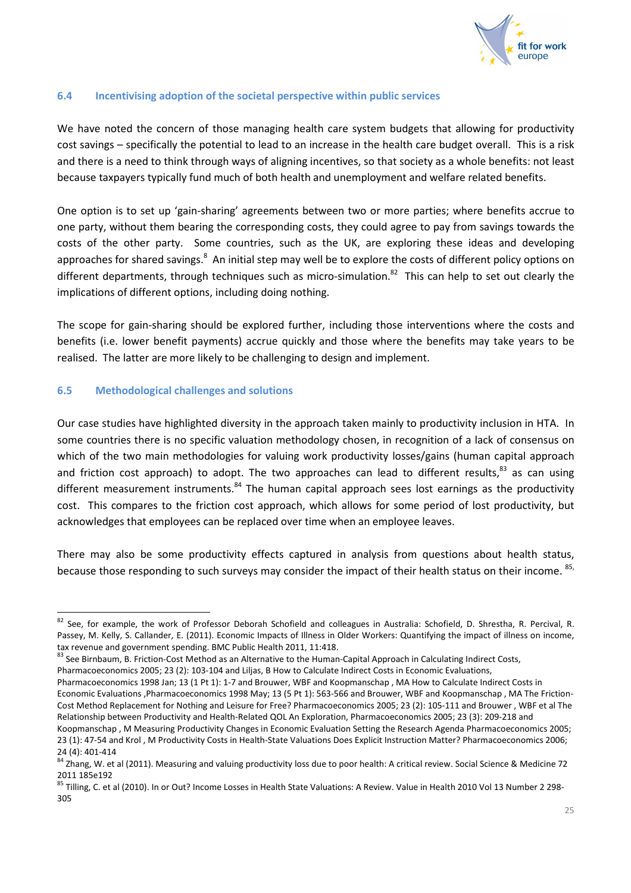### 6.4 Incentivising adoption of the societal perspective within public services

We have noted the concern of those managing health care system budgets that allowing for productivity cost savings – specifically the potential to lead to an increase in the health care budget overall. This is a risk and there is a need to think through ways of aligning incentives, so that society as a whole benefits: not least because taxpayers typically fund much of both health and unemployment and welfare related benefits.

One option is to set up 'gain-sharing' agreements between two or more parties; where benefits accrue to one party, without them bearing the corresponding costs, they could agree to pay from savings towards the costs of the other party. Some countries, such as the UK, are exploring these ideas and developing approaches for shared savings.[8] An initial step may well be to explore the costs of different policy options on different departments, through techniques such as micro-simulation.[82] This can help to set out clearly the implications of different options, including doing nothing.

The scope for gain-sharing should be explored further, including those interventions where the costs and benefits (i.e. lower benefit payments) accrue quickly and those where the benefits may take years to be realised. The latter are more likely to be challenging to design and implement.

### 6.5 Methodological challenges and solutions

Our case studies have highlighted diversity in the approach taken mainly to productivity inclusion in HTA. In some countries there is no specific valuation methodology chosen, in recognition of a lack of consensus on which of the two main methodologies for valuing work productivity losses/gains (human capital approach and friction cost approach) to adopt. The two approaches can lead to different results,[83] as can using different measurement instruments.[84] The human capital approach sees lost earnings as the productivity cost. This compares to the friction cost approach, which allows for some period of lost productivity, but acknowledges that employees can be replaced over time when an employee leaves.

There may also be some productivity effects captured in analysis from questions about health status, because those responding to such surveys may consider the impact of their health status on their income. [85,]

---

[82] See, for example, the work of Professor Deborah Schofield and colleagues in Australia: Schofield, D. Shrestha, R. Percival, R. Passey, M. Kelly, S. Callander, E. (2011). Economic Impacts of Illness in Older Workers: Quantifying the impact of illness on income, tax revenue and government spending. BMC Public Health 2011, 11:418.

[83] See Birnbaum, B. Friction-Cost Method as an Alternative to the Human-Capital Approach in Calculating Indirect Costs, Pharmacoeconomics 2005; 23 (2): 103-104 and Liljas, B How to Calculate Indirect Costs in Economic Evaluations, Pharmacoeconomics 1998 Jan; 13 (1 Pt 1): 1-7 and Brouwer, WBF and Koopmanschap , MA How to Calculate Indirect Costs in Economic Evaluations ,Pharmacoeconomics 1998 May; 13 (5 Pt 1): 563-566 and Brouwer, WBF and Koopmanschap , MA The Friction-Cost Method Replacement for Nothing and Leisure for Free? Pharmacoeconomics 2005; 23 (2): 105-111 and Brouwer , WBF et al The Relationship between Productivity and Health-Related QOL An Exploration, Pharmacoeconomics 2005; 23 (3): 209-218 and Koopmanschap , M Measuring Productivity Changes in Economic Evaluation Setting the Research Agenda Pharmacoeconomics 2005; 23 (1): 47-54 and Krol , M Productivity Costs in Health-State Valuations Does Explicit Instruction Matter? Pharmacoeconomics 2006; 24 (4): 401-414

[84] Zhang, W. et al (2011). Measuring and valuing productivity loss due to poor health: A critical review. Social Science & Medicine 72 2011 185e192

[85] Tilling, C. et al (2010). In or Out? Income Losses in Health State Valuations: A Review. Value in Health 2010 Vol 13 Number 2 298-305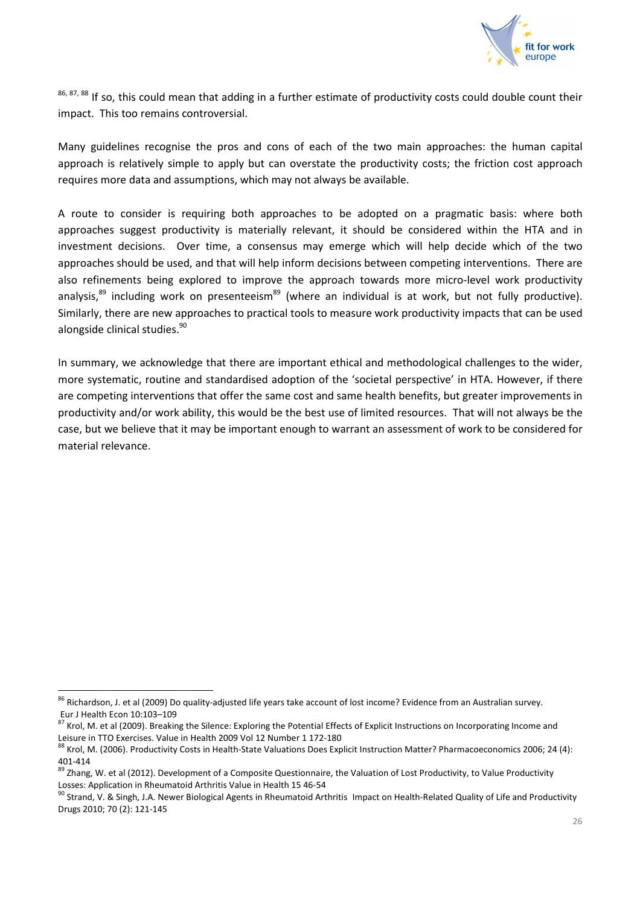[86, 87, 88] If so, this could mean that adding in a further estimate of productivity costs could double count their impact. This too remains controversial.

Many guidelines recognise the pros and cons of each of the two main approaches: the human capital approach is relatively simple to apply but can overstate the productivity costs; the friction cost approach requires more data and assumptions, which may not always be available.

A route to consider is requiring both approaches to be adopted on a pragmatic basis: where both approaches suggest productivity is materially relevant, it should be considered within the HTA and in investment decisions. Over time, a consensus may emerge which will help decide which of the two approaches should be used, and that will help inform decisions between competing interventions. There are also refinements being explored to improve the approach towards more micro-level work productivity analysis,[89] including work on presenteeism[89] (where an individual is at work, but not fully productive). Similarly, there are new approaches to practical tools to measure work productivity impacts that can be used alongside clinical studies.[90]

In summary, we acknowledge that there are important ethical and methodological challenges to the wider, more systematic, routine and standardised adoption of the 'societal perspective' in HTA. However, if there are competing interventions that offer the same cost and same health benefits, but greater improvements in productivity and/or work ability, this would be the best use of limited resources. That will not always be the case, but we believe that it may be important enough to warrant an assessment of work to be considered for material relevance.

---

[86] Richardson, J. et al (2009) Do quality-adjusted life years take account of lost income? Evidence from an Australian survey. Eur J Health Econ 10:103–109

[87] Krol, M. et al (2009). Breaking the Silence: Exploring the Potential Effects of Explicit Instructions on Incorporating Income and Leisure in TTO Exercises. Value in Health 2009 Vol 12 Number 1 172-180

[88] Krol, M. (2006). Productivity Costs in Health-State Valuations Does Explicit Instruction Matter? Pharmacoeconomics 2006; 24 (4): 401-414

[89] Zhang, W. et al (2012). Development of a Composite Questionnaire, the Valuation of Lost Productivity, to Value Productivity Losses: Application in Rheumatoid Arthritis Value in Health 15 46-54

[90] Strand, V. & Singh, J.A. Newer Biological Agents in Rheumatoid Arthritis Impact on Health-Related Quality of Life and Productivity Drugs 2010; 70 (2): 121-145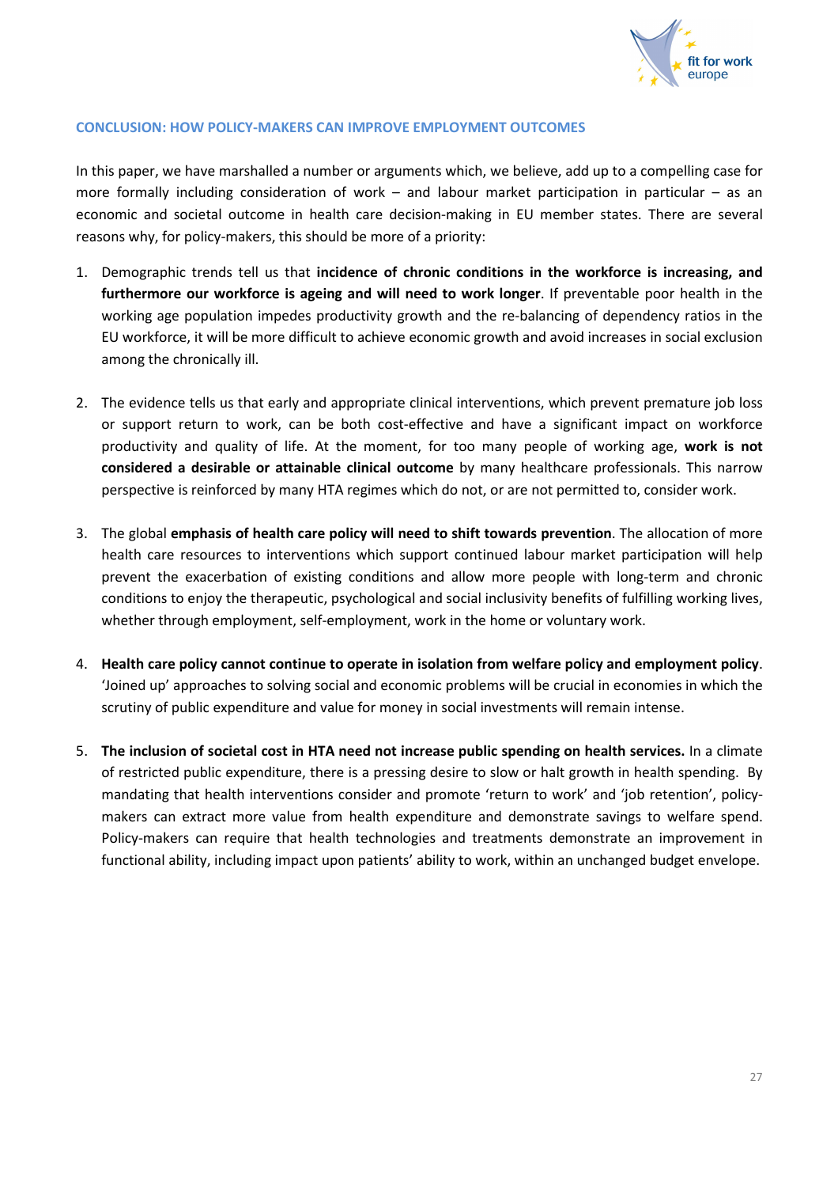## CONCLUSION: HOW POLICY-MAKERS CAN IMPROVE EMPLOYMENT OUTCOMES

In this paper, we have marshalled a number or arguments which, we believe, add up to a compelling case for more formally including consideration of work – and labour market participation in particular – as an economic and societal outcome in health care decision-making in EU member states. There are several reasons why, for policy-makers, this should be more of a priority:

1. Demographic trends tell us that **incidence of chronic conditions in the workforce is increasing, and furthermore our workforce is ageing and will need to work longer**. If preventable poor health in the working age population impedes productivity growth and the re-balancing of dependency ratios in the EU workforce, it will be more difficult to achieve economic growth and avoid increases in social exclusion among the chronically ill.

2. The evidence tells us that early and appropriate clinical interventions, which prevent premature job loss or support return to work, can be both cost-effective and have a significant impact on workforce productivity and quality of life. At the moment, for too many people of working age, **work is not considered a desirable or attainable clinical outcome** by many healthcare professionals. This narrow perspective is reinforced by many HTA regimes which do not, or are not permitted to, consider work.

3. The global **emphasis of health care policy will need to shift towards prevention**. The allocation of more health care resources to interventions which support continued labour market participation will help prevent the exacerbation of existing conditions and allow more people with long-term and chronic conditions to enjoy the therapeutic, psychological and social inclusivity benefits of fulfilling working lives, whether through employment, self-employment, work in the home or voluntary work.

4. **Health care policy cannot continue to operate in isolation from welfare policy and employment policy**. 'Joined up' approaches to solving social and economic problems will be crucial in economies in which the scrutiny of public expenditure and value for money in social investments will remain intense.

5. **The inclusion of societal cost in HTA need not increase public spending on health services.** In a climate of restricted public expenditure, there is a pressing desire to slow or halt growth in health spending. By mandating that health interventions consider and promote 'return to work' and 'job retention', policy-makers can extract more value from health expenditure and demonstrate savings to welfare spend. Policy-makers can require that health technologies and treatments demonstrate an improvement in functional ability, including impact upon patients' ability to work, within an unchanged budget envelope.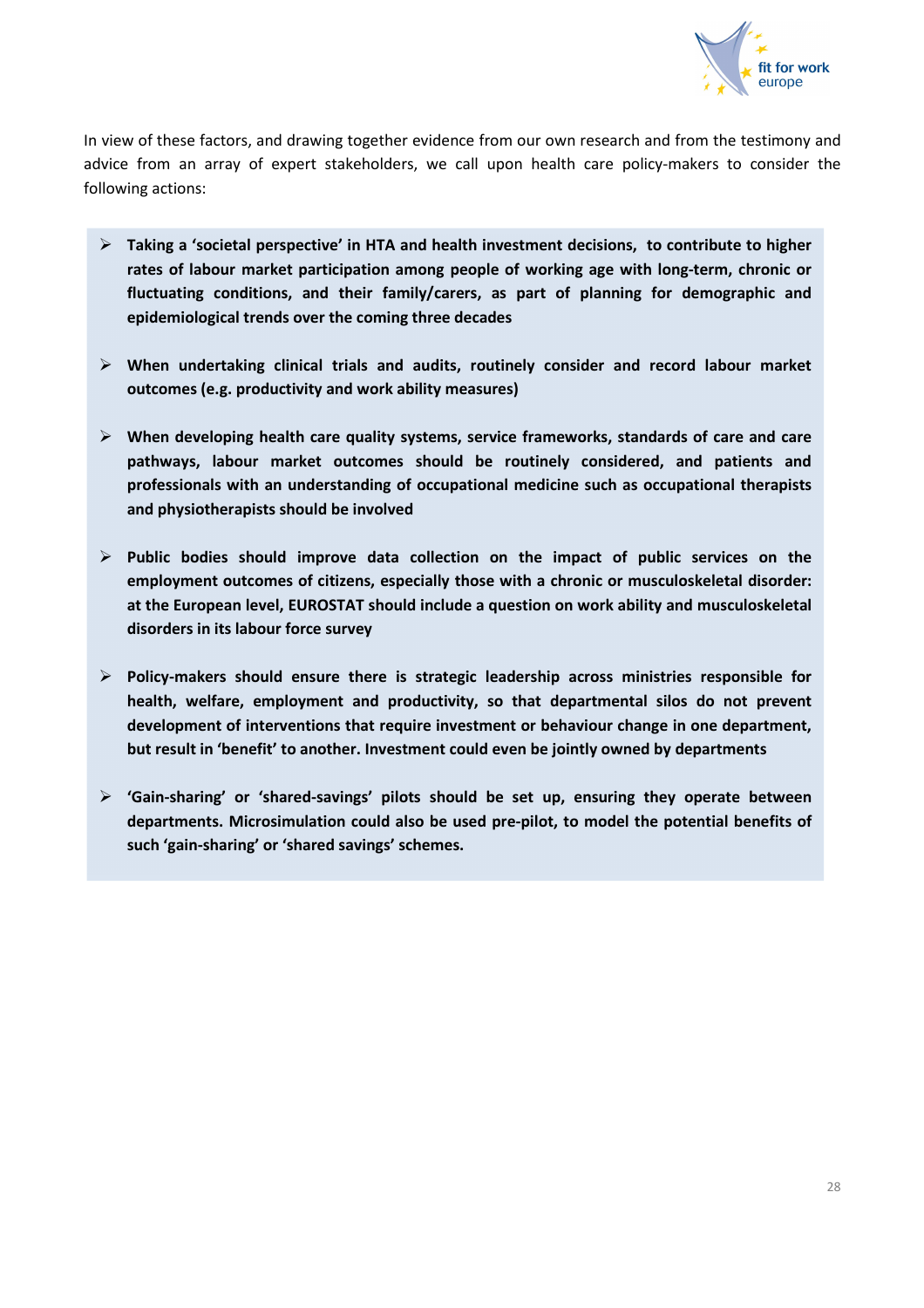In view of these factors, and drawing together evidence from our own research and from the testimony and advice from an array of expert stakeholders, we call upon health care policy-makers to consider the following actions:

- **Taking a 'societal perspective' in HTA and health investment decisions, to contribute to higher rates of labour market participation among people of working age with long-term, chronic or fluctuating conditions, and their family/carers, as part of planning for demographic and epidemiological trends over the coming three decades**

- **When undertaking clinical trials and audits, routinely consider and record labour market outcomes (e.g. productivity and work ability measures)**

- **When developing health care quality systems, service frameworks, standards of care and care pathways, labour market outcomes should be routinely considered, and patients and professionals with an understanding of occupational medicine such as occupational therapists and physiotherapists should be involved**

- **Public bodies should improve data collection on the impact of public services on the employment outcomes of citizens, especially those with a chronic or musculoskeletal disorder: at the European level, EUROSTAT should include a question on work ability and musculoskeletal disorders in its labour force survey**

- **Policy-makers should ensure there is strategic leadership across ministries responsible for health, welfare, employment and productivity, so that departmental silos do not prevent development of interventions that require investment or behaviour change in one department, but result in 'benefit' to another. Investment could even be jointly owned by departments**

- **'Gain-sharing' or 'shared-savings' pilots should be set up, ensuring they operate between departments. Microsimulation could also be used pre-pilot, to model the potential benefits of such 'gain-sharing' or 'shared savings' schemes.**